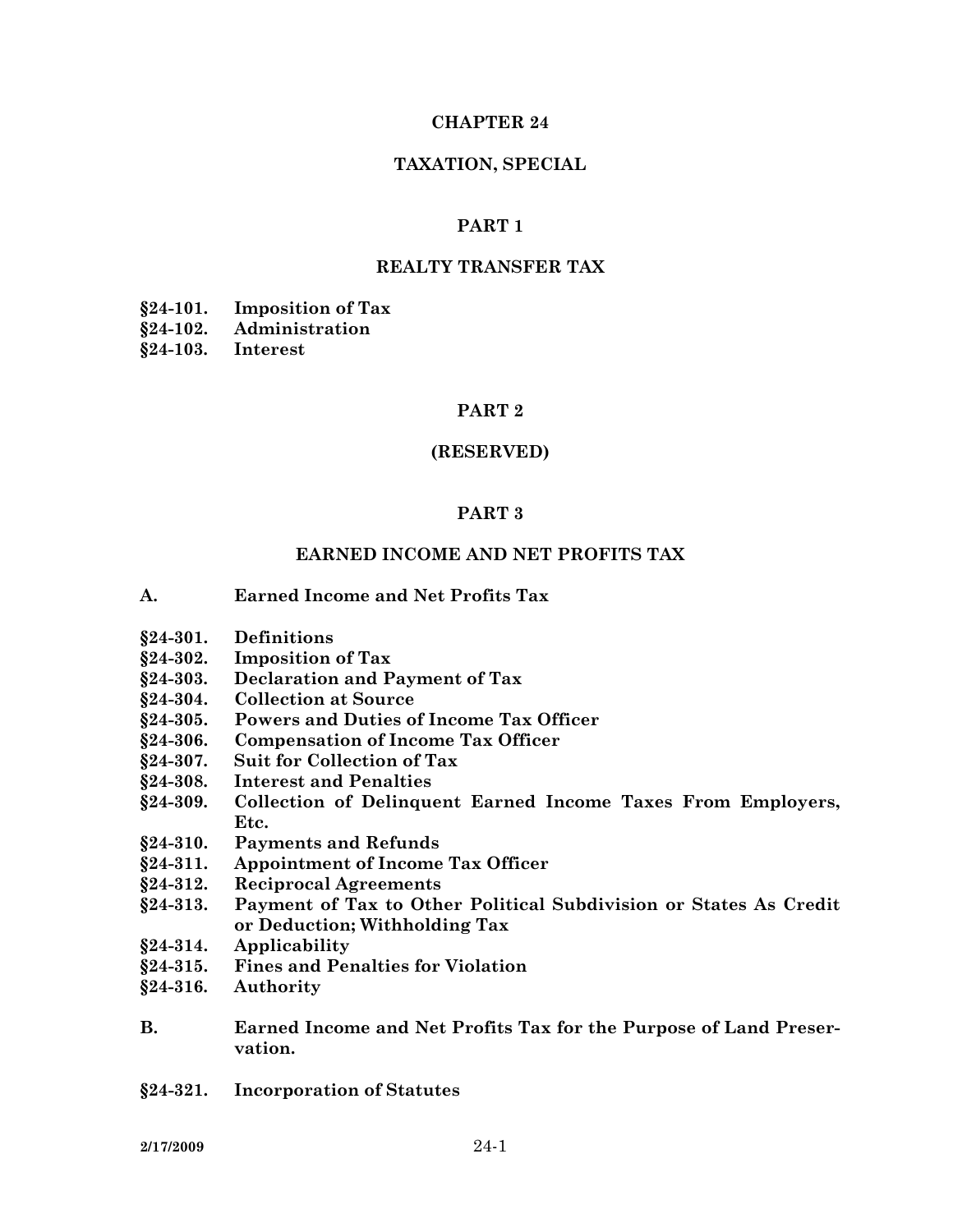# CHAPTER 24

# TAXATION, SPECIAL

## PART 1

## REALTY TRANSFER TAX

**§24-101. Imposition of Tax**
**§24-102. Administration**
**§24-103. Interest**

## PART 2

## (RESERVED)

## PART 3

## EARNED INCOME AND NET PROFITS TAX

**A. Earned Income and Net Profits Tax**

**§24-301. Definitions**
**§24-302. Imposition of Tax**
**§24-303. Declaration and Payment of Tax**
**§24-304. Collection at Source**
**§24-305. Powers and Duties of Income Tax Officer**
**§24-306. Compensation of Income Tax Officer**
**§24-307. Suit for Collection of Tax**
**§24-308. Interest and Penalties**
**§24-309. Collection of Delinquent Earned Income Taxes From Employers, Etc.**
**§24-310. Payments and Refunds**
**§24-311. Appointment of Income Tax Officer**
**§24-312. Reciprocal Agreements**
**§24-313. Payment of Tax to Other Political Subdivision or States As Credit or Deduction; Withholding Tax**
**§24-314. Applicability**
**§24-315. Fines and Penalties for Violation**
**§24-316. Authority**

**B. Earned Income and Net Profits Tax for the Purpose of Land Preservation.**

**§24-321. Incorporation of Statutes**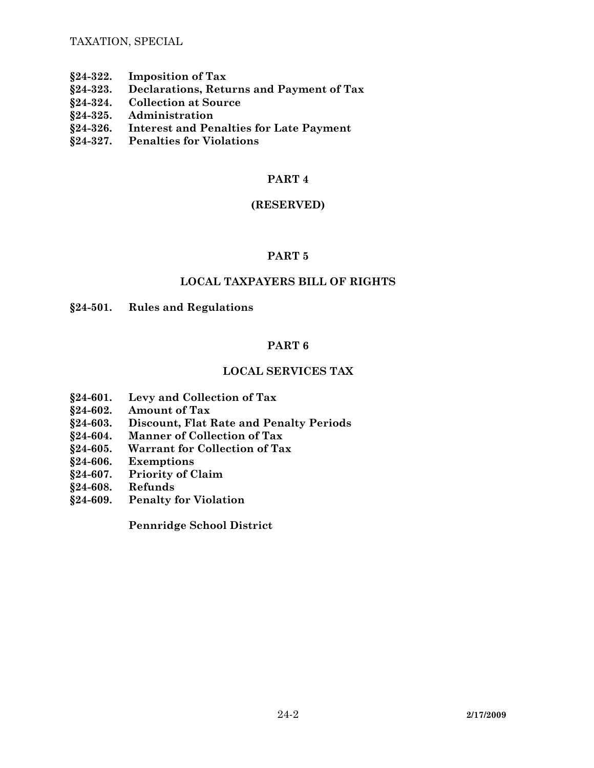**§24-322. Imposition of Tax**
**§24-323. Declarations, Returns and Payment of Tax**
**§24-324. Collection at Source**
**§24-325. Administration**
**§24-326. Interest and Penalties for Late Payment**
**§24-327. Penalties for Violations**

## PART 4

## (RESERVED)

## PART 5

## LOCAL TAXPAYERS BILL OF RIGHTS

**§24-501. Rules and Regulations**

## PART 6

## LOCAL SERVICES TAX

**§24-601. Levy and Collection of Tax**
**§24-602. Amount of Tax**
**§24-603. Discount, Flat Rate and Penalty Periods**
**§24-604. Manner of Collection of Tax**
**§24-605. Warrant for Collection of Tax**
**§24-606. Exemptions**
**§24-607. Priority of Claim**
**§24-608. Refunds**
**§24-609. Penalty for Violation**

**Pennridge School District**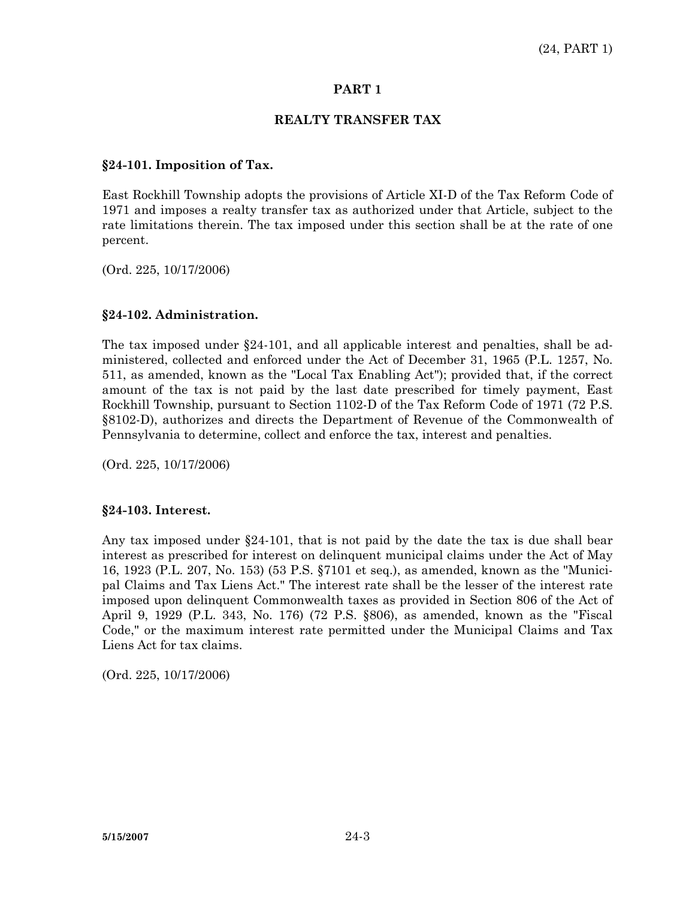# PART 1

## REALTY TRANSFER TAX

### §24-101. Imposition of Tax.

East Rockhill Township adopts the provisions of Article XI-D of the Tax Reform Code of 1971 and imposes a realty transfer tax as authorized under that Article, subject to the rate limitations therein. The tax imposed under this section shall be at the rate of one percent.

(Ord. 225, 10/17/2006)

### §24-102. Administration.

The tax imposed under §24-101, and all applicable interest and penalties, shall be administered, collected and enforced under the Act of December 31, 1965 (P.L. 1257, No. 511, as amended, known as the "Local Tax Enabling Act"); provided that, if the correct amount of the tax is not paid by the last date prescribed for timely payment, East Rockhill Township, pursuant to Section 1102-D of the Tax Reform Code of 1971 (72 P.S. §8102-D), authorizes and directs the Department of Revenue of the Commonwealth of Pennsylvania to determine, collect and enforce the tax, interest and penalties.

(Ord. 225, 10/17/2006)

### §24-103. Interest.

Any tax imposed under §24-101, that is not paid by the date the tax is due shall bear interest as prescribed for interest on delinquent municipal claims under the Act of May 16, 1923 (P.L. 207, No. 153) (53 P.S. §7101 et seq.), as amended, known as the "Municipal Claims and Tax Liens Act." The interest rate shall be the lesser of the interest rate imposed upon delinquent Commonwealth taxes as provided in Section 806 of the Act of April 9, 1929 (P.L. 343, No. 176) (72 P.S. §806), as amended, known as the "Fiscal Code," or the maximum interest rate permitted under the Municipal Claims and Tax Liens Act for tax claims.

(Ord. 225, 10/17/2006)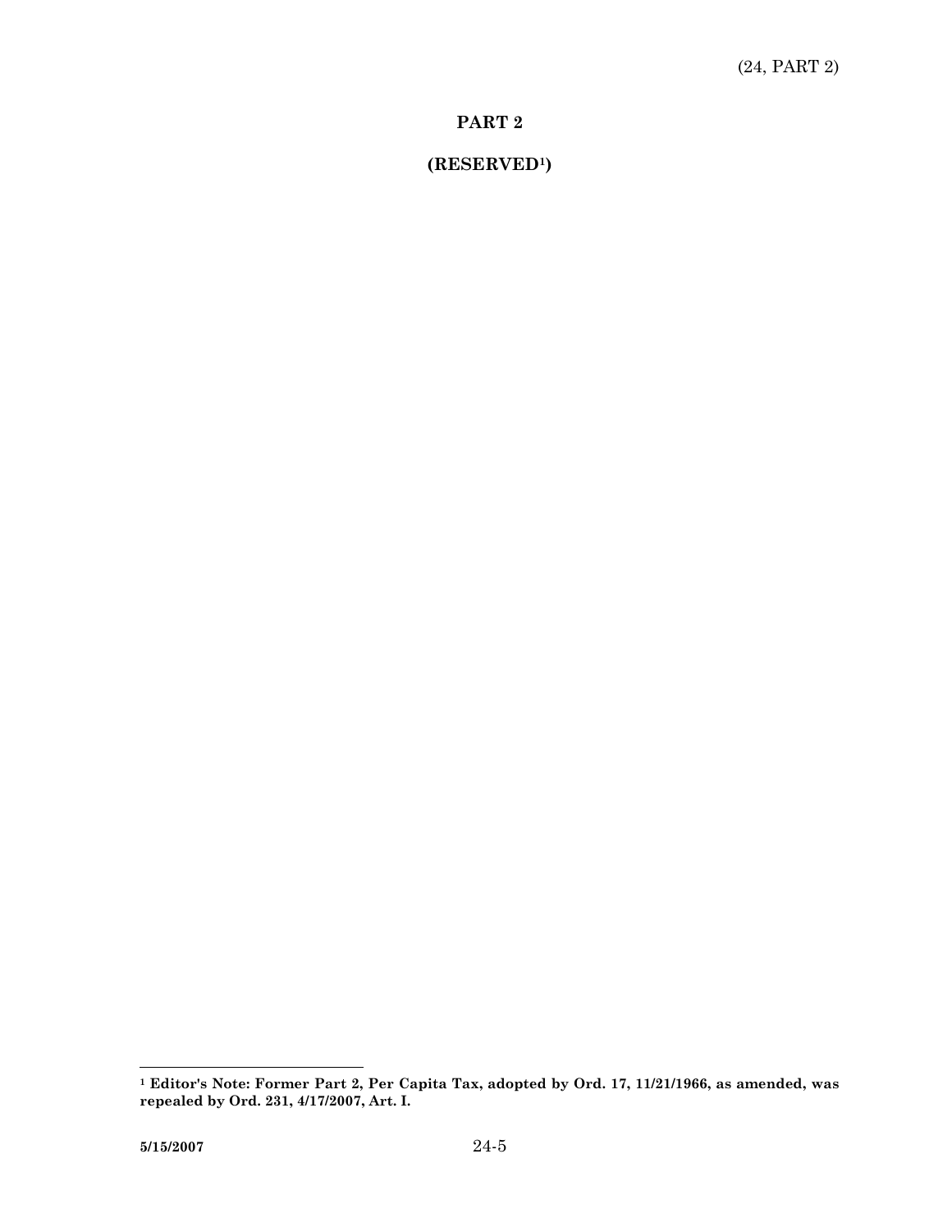## PART 2

## (RESERVED[1])

[1] **Editor's Note: Former Part 2, Per Capita Tax, adopted by Ord. 17, 11/21/1966, as amended, was repealed by Ord. 231, 4/17/2007, Art. I.**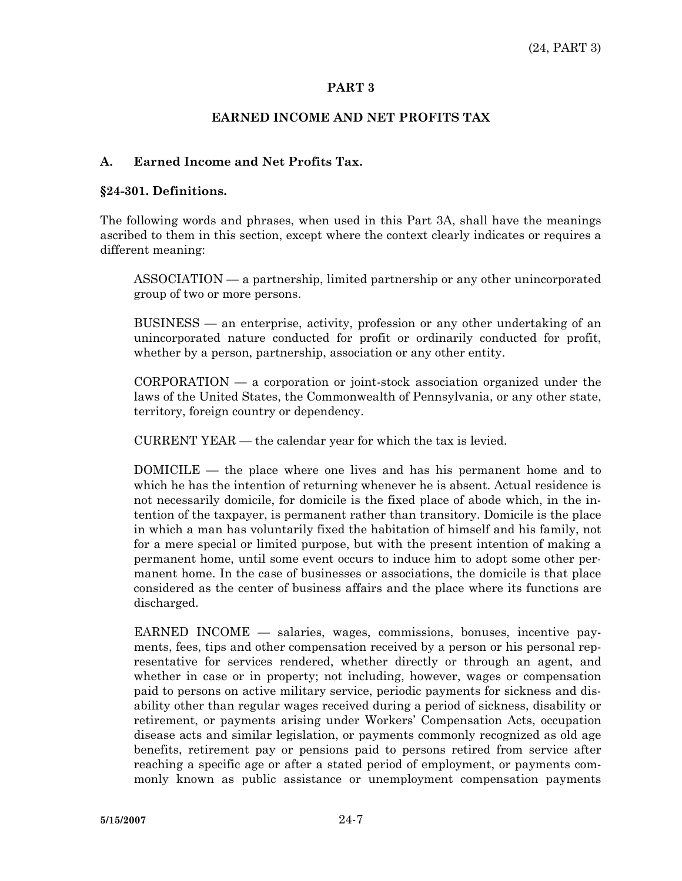# PART 3

## EARNED INCOME AND NET PROFITS TAX

### A. Earned Income and Net Profits Tax.

#### §24-301. Definitions.

The following words and phrases, when used in this Part 3A, shall have the meanings ascribed to them in this section, except where the context clearly indicates or requires a different meaning:

ASSOCIATION — a partnership, limited partnership or any other unincorporated group of two or more persons.

BUSINESS — an enterprise, activity, profession or any other undertaking of an unincorporated nature conducted for profit or ordinarily conducted for profit, whether by a person, partnership, association or any other entity.

CORPORATION — a corporation or joint-stock association organized under the laws of the United States, the Commonwealth of Pennsylvania, or any other state, territory, foreign country or dependency.

CURRENT YEAR — the calendar year for which the tax is levied.

DOMICILE — the place where one lives and has his permanent home and to which he has the intention of returning whenever he is absent. Actual residence is not necessarily domicile, for domicile is the fixed place of abode which, in the intention of the taxpayer, is permanent rather than transitory. Domicile is the place in which a man has voluntarily fixed the habitation of himself and his family, not for a mere special or limited purpose, but with the present intention of making a permanent home, until some event occurs to induce him to adopt some other permanent home. In the case of businesses or associations, the domicile is that place considered as the center of business affairs and the place where its functions are discharged.

EARNED INCOME — salaries, wages, commissions, bonuses, incentive payments, fees, tips and other compensation received by a person or his personal representative for services rendered, whether directly or through an agent, and whether in case or in property; not including, however, wages or compensation paid to persons on active military service, periodic payments for sickness and disability other than regular wages received during a period of sickness, disability or retirement, or payments arising under Workers' Compensation Acts, occupation disease acts and similar legislation, or payments commonly recognized as old age benefits, retirement pay or pensions paid to persons retired from service after reaching a specific age or after a stated period of employment, or payments commonly known as public assistance or unemployment compensation payments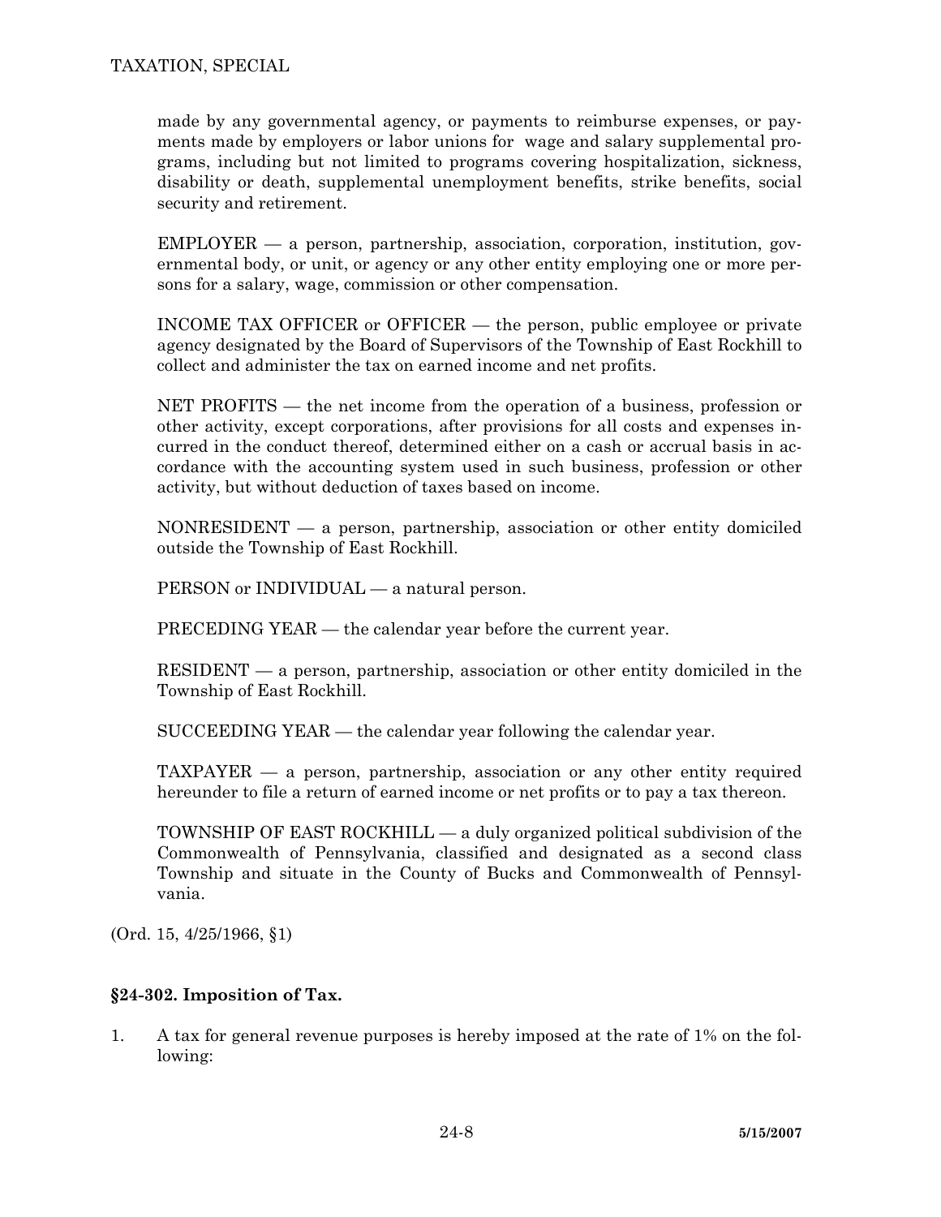made by any governmental agency, or payments to reimburse expenses, or payments made by employers or labor unions for wage and salary supplemental programs, including but not limited to programs covering hospitalization, sickness, disability or death, supplemental unemployment benefits, strike benefits, social security and retirement.

EMPLOYER — a person, partnership, association, corporation, institution, governmental body, or unit, or agency or any other entity employing one or more persons for a salary, wage, commission or other compensation.

INCOME TAX OFFICER or OFFICER — the person, public employee or private agency designated by the Board of Supervisors of the Township of East Rockhill to collect and administer the tax on earned income and net profits.

NET PROFITS — the net income from the operation of a business, profession or other activity, except corporations, after provisions for all costs and expenses incurred in the conduct thereof, determined either on a cash or accrual basis in accordance with the accounting system used in such business, profession or other activity, but without deduction of taxes based on income.

NONRESIDENT — a person, partnership, association or other entity domiciled outside the Township of East Rockhill.

PERSON or INDIVIDUAL — a natural person.

PRECEDING YEAR — the calendar year before the current year.

RESIDENT — a person, partnership, association or other entity domiciled in the Township of East Rockhill.

SUCCEEDING YEAR — the calendar year following the calendar year.

TAXPAYER — a person, partnership, association or any other entity required hereunder to file a return of earned income or net profits or to pay a tax thereon.

TOWNSHIP OF EAST ROCKHILL — a duly organized political subdivision of the Commonwealth of Pennsylvania, classified and designated as a second class Township and situate in the County of Bucks and Commonwealth of Pennsylvania.

(Ord. 15, 4/25/1966, §1)

### §24-302. Imposition of Tax.

1. A tax for general revenue purposes is hereby imposed at the rate of 1% on the following: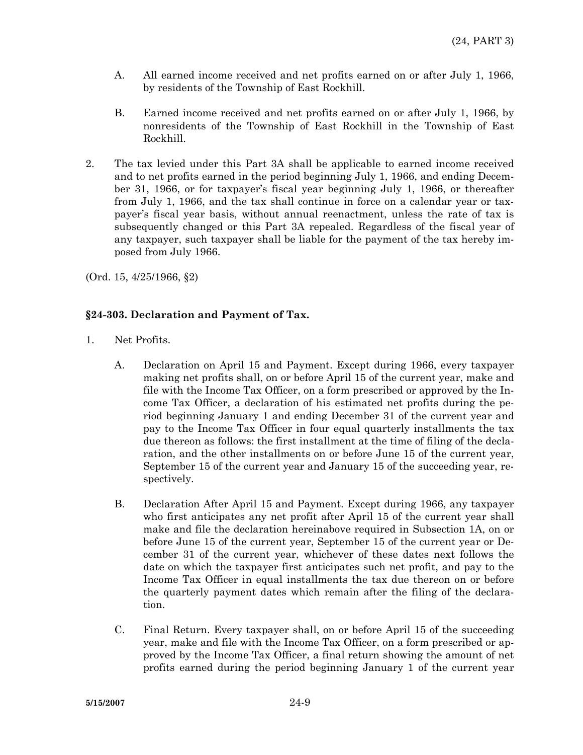A. All earned income received and net profits earned on or after July 1, 1966, by residents of the Township of East Rockhill.

B. Earned income received and net profits earned on or after July 1, 1966, by nonresidents of the Township of East Rockhill in the Township of East Rockhill.

2. The tax levied under this Part 3A shall be applicable to earned income received and to net profits earned in the period beginning July 1, 1966, and ending December 31, 1966, or for taxpayer's fiscal year beginning July 1, 1966, or thereafter from July 1, 1966, and the tax shall continue in force on a calendar year or taxpayer's fiscal year basis, without annual reenactment, unless the rate of tax is subsequently changed or this Part 3A repealed. Regardless of the fiscal year of any taxpayer, such taxpayer shall be liable for the payment of the tax hereby imposed from July 1966.

(Ord. 15, 4/25/1966, §2)

### §24-303. Declaration and Payment of Tax.

1. Net Profits.

   A. Declaration on April 15 and Payment. Except during 1966, every taxpayer making net profits shall, on or before April 15 of the current year, make and file with the Income Tax Officer, on a form prescribed or approved by the Income Tax Officer, a declaration of his estimated net profits during the period beginning January 1 and ending December 31 of the current year and pay to the Income Tax Officer in four equal quarterly installments the tax due thereon as follows: the first installment at the time of filing of the declaration, and the other installments on or before June 15 of the current year, September 15 of the current year and January 15 of the succeeding year, respectively.

   B. Declaration After April 15 and Payment. Except during 1966, any taxpayer who first anticipates any net profit after April 15 of the current year shall make and file the declaration hereinabove required in Subsection 1A, on or before June 15 of the current year, September 15 of the current year or December 31 of the current year, whichever of these dates next follows the date on which the taxpayer first anticipates such net profit, and pay to the Income Tax Officer in equal installments the tax due thereon on or before the quarterly payment dates which remain after the filing of the declaration.

   C. Final Return. Every taxpayer shall, on or before April 15 of the succeeding year, make and file with the Income Tax Officer, on a form prescribed or approved by the Income Tax Officer, a final return showing the amount of net profits earned during the period beginning January 1 of the current year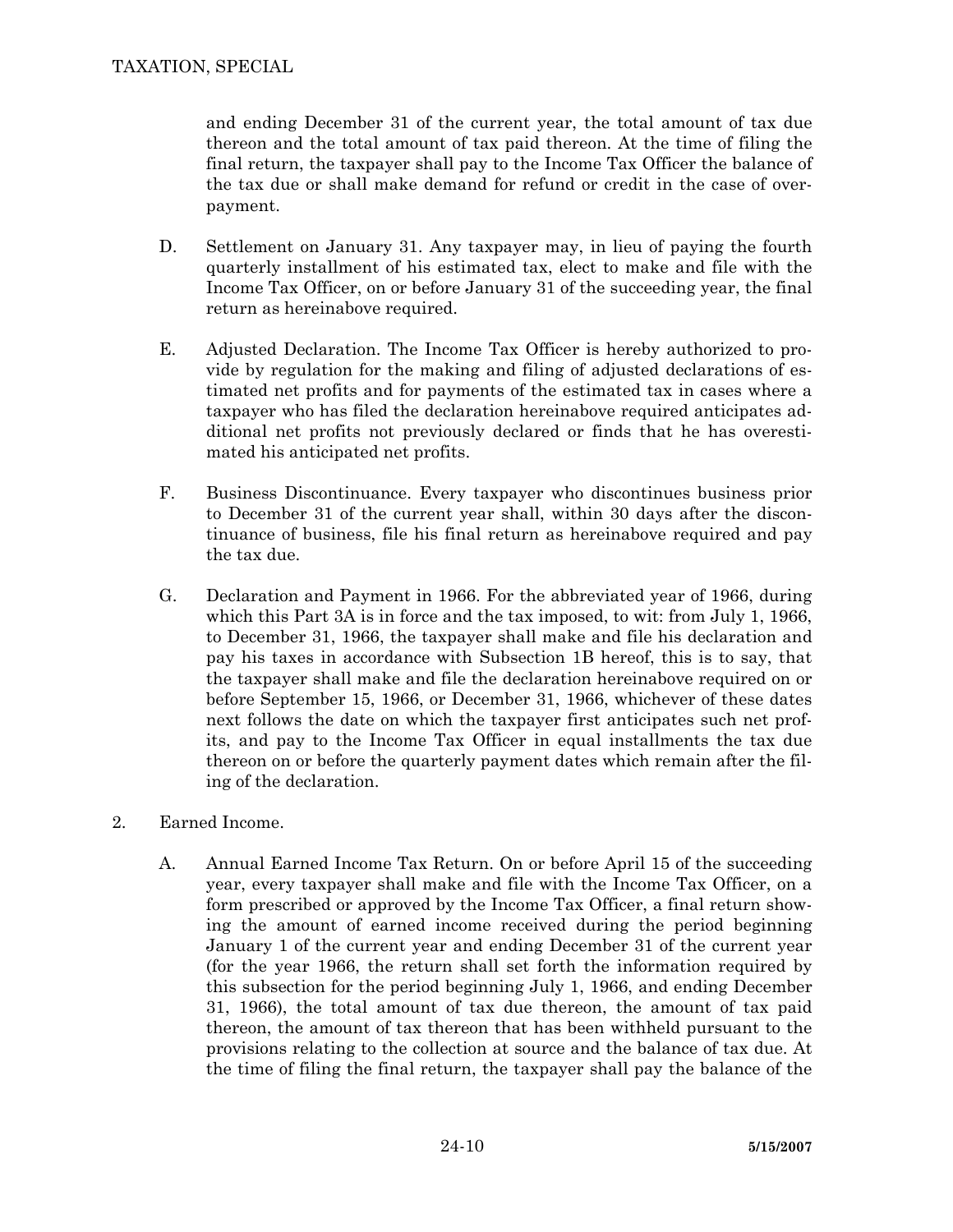and ending December 31 of the current year, the total amount of tax due thereon and the total amount of tax paid thereon. At the time of filing the final return, the taxpayer shall pay to the Income Tax Officer the balance of the tax due or shall make demand for refund or credit in the case of overpayment.

D. Settlement on January 31. Any taxpayer may, in lieu of paying the fourth quarterly installment of his estimated tax, elect to make and file with the Income Tax Officer, on or before January 31 of the succeeding year, the final return as hereinabove required.

E. Adjusted Declaration. The Income Tax Officer is hereby authorized to provide by regulation for the making and filing of adjusted declarations of estimated net profits and for payments of the estimated tax in cases where a taxpayer who has filed the declaration hereinabove required anticipates additional net profits not previously declared or finds that he has overestimated his anticipated net profits.

F. Business Discontinuance. Every taxpayer who discontinues business prior to December 31 of the current year shall, within 30 days after the discontinuance of business, file his final return as hereinabove required and pay the tax due.

G. Declaration and Payment in 1966. For the abbreviated year of 1966, during which this Part 3A is in force and the tax imposed, to wit: from July 1, 1966, to December 31, 1966, the taxpayer shall make and file his declaration and pay his taxes in accordance with Subsection 1B hereof, this is to say, that the taxpayer shall make and file the declaration hereinabove required on or before September 15, 1966, or December 31, 1966, whichever of these dates next follows the date on which the taxpayer first anticipates such net profits, and pay to the Income Tax Officer in equal installments the tax due thereon on or before the quarterly payment dates which remain after the filing of the declaration.

2. Earned Income.

A. Annual Earned Income Tax Return. On or before April 15 of the succeeding year, every taxpayer shall make and file with the Income Tax Officer, on a form prescribed or approved by the Income Tax Officer, a final return showing the amount of earned income received during the period beginning January 1 of the current year and ending December 31 of the current year (for the year 1966, the return shall set forth the information required by this subsection for the period beginning July 1, 1966, and ending December 31, 1966), the total amount of tax due thereon, the amount of tax paid thereon, the amount of tax thereon that has been withheld pursuant to the provisions relating to the collection at source and the balance of tax due. At the time of filing the final return, the taxpayer shall pay the balance of the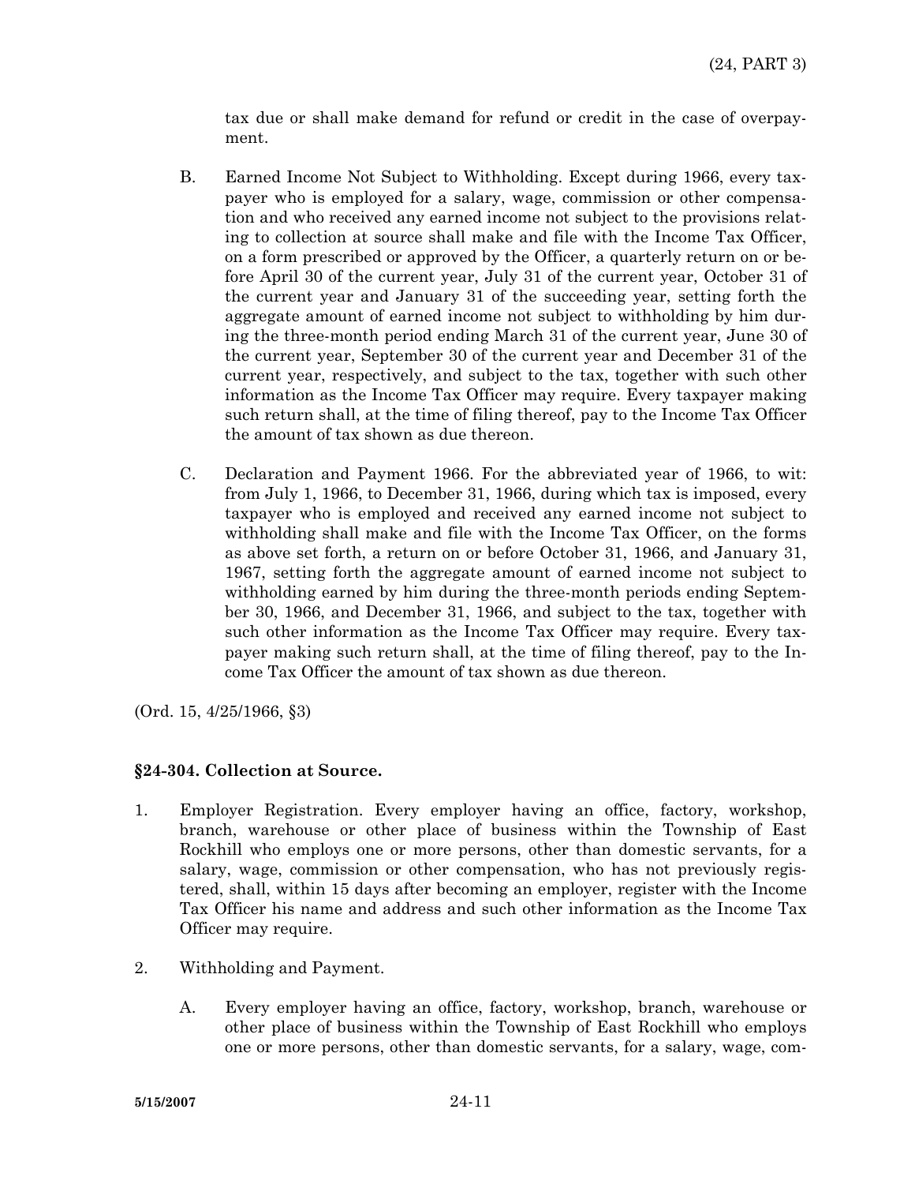tax due or shall make demand for refund or credit in the case of overpayment.

B. Earned Income Not Subject to Withholding. Except during 1966, every taxpayer who is employed for a salary, wage, commission or other compensation and who received any earned income not subject to the provisions relating to collection at source shall make and file with the Income Tax Officer, on a form prescribed or approved by the Officer, a quarterly return on or before April 30 of the current year, July 31 of the current year, October 31 of the current year and January 31 of the succeeding year, setting forth the aggregate amount of earned income not subject to withholding by him during the three-month period ending March 31 of the current year, June 30 of the current year, September 30 of the current year and December 31 of the current year, respectively, and subject to the tax, together with such other information as the Income Tax Officer may require. Every taxpayer making such return shall, at the time of filing thereof, pay to the Income Tax Officer the amount of tax shown as due thereon.

C. Declaration and Payment 1966. For the abbreviated year of 1966, to wit: from July 1, 1966, to December 31, 1966, during which tax is imposed, every taxpayer who is employed and received any earned income not subject to withholding shall make and file with the Income Tax Officer, on the forms as above set forth, a return on or before October 31, 1966, and January 31, 1967, setting forth the aggregate amount of earned income not subject to withholding earned by him during the three-month periods ending September 30, 1966, and December 31, 1966, and subject to the tax, together with such other information as the Income Tax Officer may require. Every taxpayer making such return shall, at the time of filing thereof, pay to the Income Tax Officer the amount of tax shown as due thereon.

(Ord. 15, 4/25/1966, §3)

### §24-304. Collection at Source.

1. Employer Registration. Every employer having an office, factory, workshop, branch, warehouse or other place of business within the Township of East Rockhill who employs one or more persons, other than domestic servants, for a salary, wage, commission or other compensation, who has not previously registered, shall, within 15 days after becoming an employer, register with the Income Tax Officer his name and address and such other information as the Income Tax Officer may require.

2. Withholding and Payment.

   A. Every employer having an office, factory, workshop, branch, warehouse or other place of business within the Township of East Rockhill who employs one or more persons, other than domestic servants, for a salary, wage, com-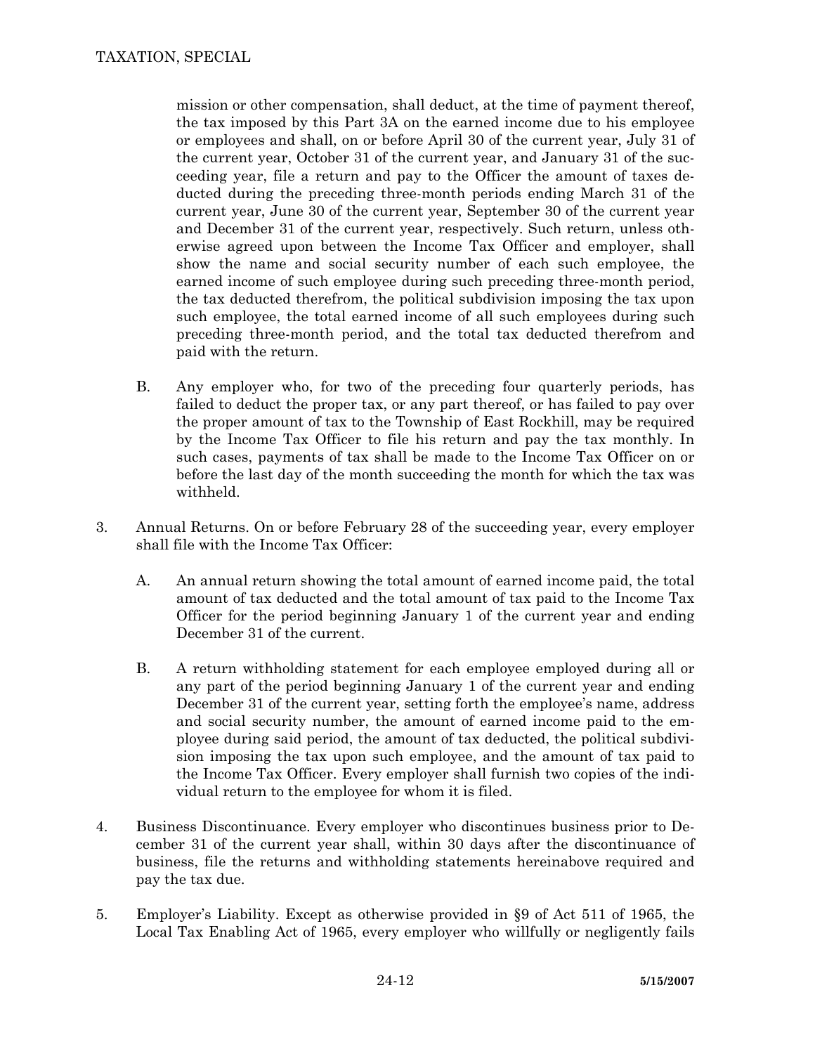mission or other compensation, shall deduct, at the time of payment thereof, the tax imposed by this Part 3A on the earned income due to his employee or employees and shall, on or before April 30 of the current year, July 31 of the current year, October 31 of the current year, and January 31 of the succeeding year, file a return and pay to the Officer the amount of taxes deducted during the preceding three-month periods ending March 31 of the current year, June 30 of the current year, September 30 of the current year and December 31 of the current year, respectively. Such return, unless otherwise agreed upon between the Income Tax Officer and employer, shall show the name and social security number of each such employee, the earned income of such employee during such preceding three-month period, the tax deducted therefrom, the political subdivision imposing the tax upon such employee, the total earned income of all such employees during such preceding three-month period, and the total tax deducted therefrom and paid with the return.

B. Any employer who, for two of the preceding four quarterly periods, has failed to deduct the proper tax, or any part thereof, or has failed to pay over the proper amount of tax to the Township of East Rockhill, may be required by the Income Tax Officer to file his return and pay the tax monthly. In such cases, payments of tax shall be made to the Income Tax Officer on or before the last day of the month succeeding the month for which the tax was withheld.

3. Annual Returns. On or before February 28 of the succeeding year, every employer shall file with the Income Tax Officer:

   A. An annual return showing the total amount of earned income paid, the total amount of tax deducted and the total amount of tax paid to the Income Tax Officer for the period beginning January 1 of the current year and ending December 31 of the current.

   B. A return withholding statement for each employee employed during all or any part of the period beginning January 1 of the current year and ending December 31 of the current year, setting forth the employee's name, address and social security number, the amount of earned income paid to the employee during said period, the amount of tax deducted, the political subdivision imposing the tax upon such employee, and the amount of tax paid to the Income Tax Officer. Every employer shall furnish two copies of the individual return to the employee for whom it is filed.

4. Business Discontinuance. Every employer who discontinues business prior to December 31 of the current year shall, within 30 days after the discontinuance of business, file the returns and withholding statements hereinabove required and pay the tax due.

5. Employer's Liability. Except as otherwise provided in §9 of Act 511 of 1965, the Local Tax Enabling Act of 1965, every employer who willfully or negligently fails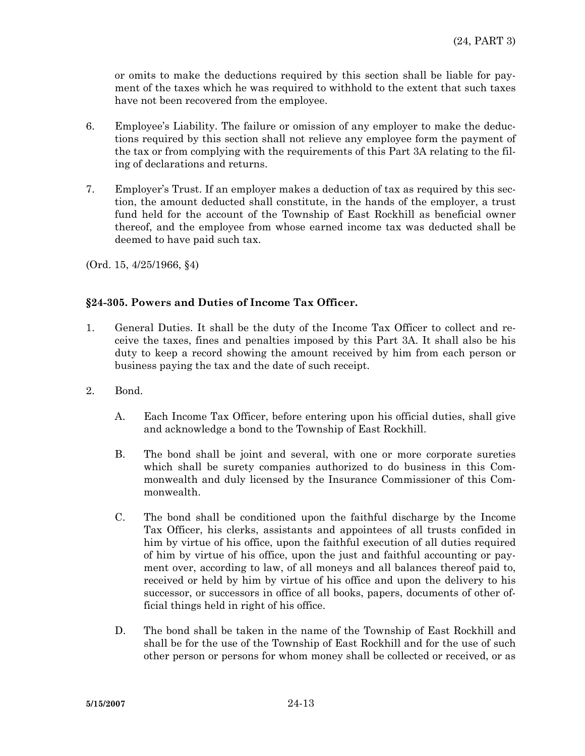or omits to make the deductions required by this section shall be liable for payment of the taxes which he was required to withhold to the extent that such taxes have not been recovered from the employee.

6. Employee's Liability. The failure or omission of any employer to make the deductions required by this section shall not relieve any employee form the payment of the tax or from complying with the requirements of this Part 3A relating to the filing of declarations and returns.

7. Employer's Trust. If an employer makes a deduction of tax as required by this section, the amount deducted shall constitute, in the hands of the employer, a trust fund held for the account of the Township of East Rockhill as beneficial owner thereof, and the employee from whose earned income tax was deducted shall be deemed to have paid such tax.

(Ord. 15, 4/25/1966, §4)

## §24-305. Powers and Duties of Income Tax Officer.

1. General Duties. It shall be the duty of the Income Tax Officer to collect and receive the taxes, fines and penalties imposed by this Part 3A. It shall also be his duty to keep a record showing the amount received by him from each person or business paying the tax and the date of such receipt.

2. Bond.

   A. Each Income Tax Officer, before entering upon his official duties, shall give and acknowledge a bond to the Township of East Rockhill.

   B. The bond shall be joint and several, with one or more corporate sureties which shall be surety companies authorized to do business in this Commonwealth and duly licensed by the Insurance Commissioner of this Commonwealth.

   C. The bond shall be conditioned upon the faithful discharge by the Income Tax Officer, his clerks, assistants and appointees of all trusts confided in him by virtue of his office, upon the faithful execution of all duties required of him by virtue of his office, upon the just and faithful accounting or payment over, according to law, of all moneys and all balances thereof paid to, received or held by him by virtue of his office and upon the delivery to his successor, or successors in office of all books, papers, documents of other official things held in right of his office.

   D. The bond shall be taken in the name of the Township of East Rockhill and shall be for the use of the Township of East Rockhill and for the use of such other person or persons for whom money shall be collected or received, or as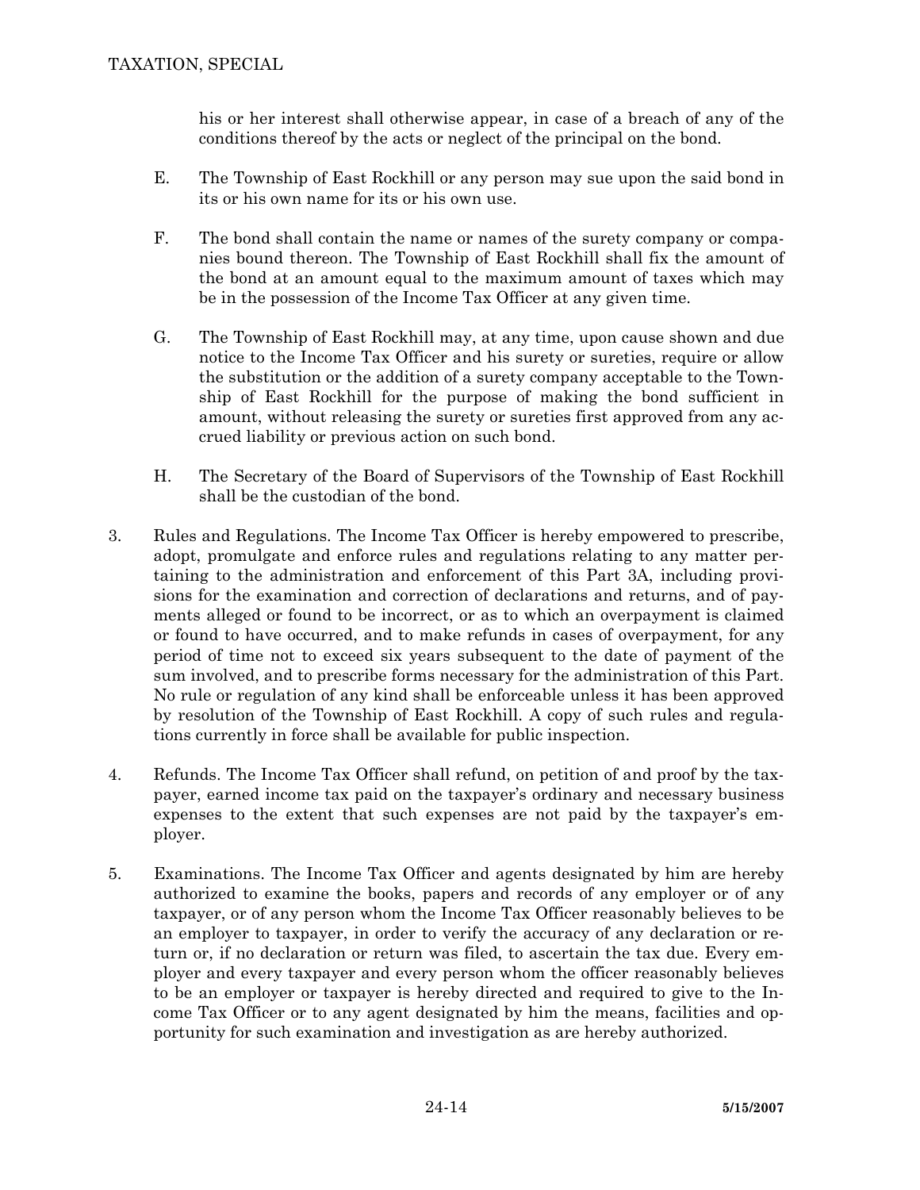his or her interest shall otherwise appear, in case of a breach of any of the conditions thereof by the acts or neglect of the principal on the bond.

E. The Township of East Rockhill or any person may sue upon the said bond in its or his own name for its or his own use.

F. The bond shall contain the name or names of the surety company or companies bound thereon. The Township of East Rockhill shall fix the amount of the bond at an amount equal to the maximum amount of taxes which may be in the possession of the Income Tax Officer at any given time.

G. The Township of East Rockhill may, at any time, upon cause shown and due notice to the Income Tax Officer and his surety or sureties, require or allow the substitution or the addition of a surety company acceptable to the Township of East Rockhill for the purpose of making the bond sufficient in amount, without releasing the surety or sureties first approved from any accrued liability or previous action on such bond.

H. The Secretary of the Board of Supervisors of the Township of East Rockhill shall be the custodian of the bond.

3. Rules and Regulations. The Income Tax Officer is hereby empowered to prescribe, adopt, promulgate and enforce rules and regulations relating to any matter pertaining to the administration and enforcement of this Part 3A, including provisions for the examination and correction of declarations and returns, and of payments alleged or found to be incorrect, or as to which an overpayment is claimed or found to have occurred, and to make refunds in cases of overpayment, for any period of time not to exceed six years subsequent to the date of payment of the sum involved, and to prescribe forms necessary for the administration of this Part. No rule or regulation of any kind shall be enforceable unless it has been approved by resolution of the Township of East Rockhill. A copy of such rules and regulations currently in force shall be available for public inspection.

4. Refunds. The Income Tax Officer shall refund, on petition of and proof by the taxpayer, earned income tax paid on the taxpayer's ordinary and necessary business expenses to the extent that such expenses are not paid by the taxpayer's employer.

5. Examinations. The Income Tax Officer and agents designated by him are hereby authorized to examine the books, papers and records of any employer or of any taxpayer, or of any person whom the Income Tax Officer reasonably believes to be an employer to taxpayer, in order to verify the accuracy of any declaration or return or, if no declaration or return was filed, to ascertain the tax due. Every employer and every taxpayer and every person whom the officer reasonably believes to be an employer or taxpayer is hereby directed and required to give to the Income Tax Officer or to any agent designated by him the means, facilities and opportunity for such examination and investigation as are hereby authorized.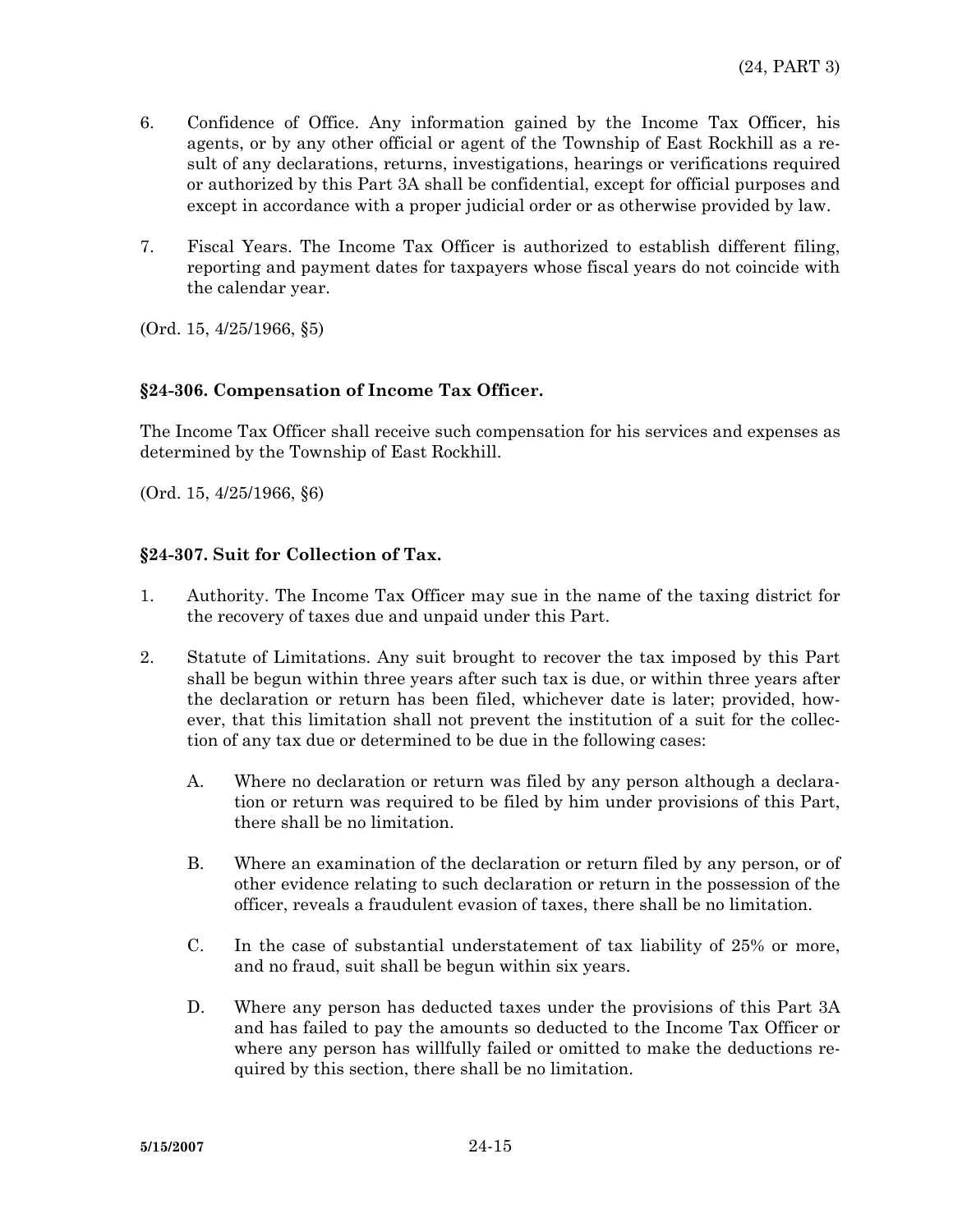6. Confidence of Office. Any information gained by the Income Tax Officer, his agents, or by any other official or agent of the Township of East Rockhill as a result of any declarations, returns, investigations, hearings or verifications required or authorized by this Part 3A shall be confidential, except for official purposes and except in accordance with a proper judicial order or as otherwise provided by law.

7. Fiscal Years. The Income Tax Officer is authorized to establish different filing, reporting and payment dates for taxpayers whose fiscal years do not coincide with the calendar year.

(Ord. 15, 4/25/1966, §5)

**§24-306. Compensation of Income Tax Officer.**

The Income Tax Officer shall receive such compensation for his services and expenses as determined by the Township of East Rockhill.

(Ord. 15, 4/25/1966, §6)

**§24-307. Suit for Collection of Tax.**

1. Authority. The Income Tax Officer may sue in the name of the taxing district for the recovery of taxes due and unpaid under this Part.

2. Statute of Limitations. Any suit brought to recover the tax imposed by this Part shall be begun within three years after such tax is due, or within three years after the declaration or return has been filed, whichever date is later; provided, however, that this limitation shall not prevent the institution of a suit for the collection of any tax due or determined to be due in the following cases:

   A. Where no declaration or return was filed by any person although a declaration or return was required to be filed by him under provisions of this Part, there shall be no limitation.

   B. Where an examination of the declaration or return filed by any person, or of other evidence relating to such declaration or return in the possession of the officer, reveals a fraudulent evasion of taxes, there shall be no limitation.

   C. In the case of substantial understatement of tax liability of 25% or more, and no fraud, suit shall be begun within six years.

   D. Where any person has deducted taxes under the provisions of this Part 3A and has failed to pay the amounts so deducted to the Income Tax Officer or where any person has willfully failed or omitted to make the deductions required by this section, there shall be no limitation.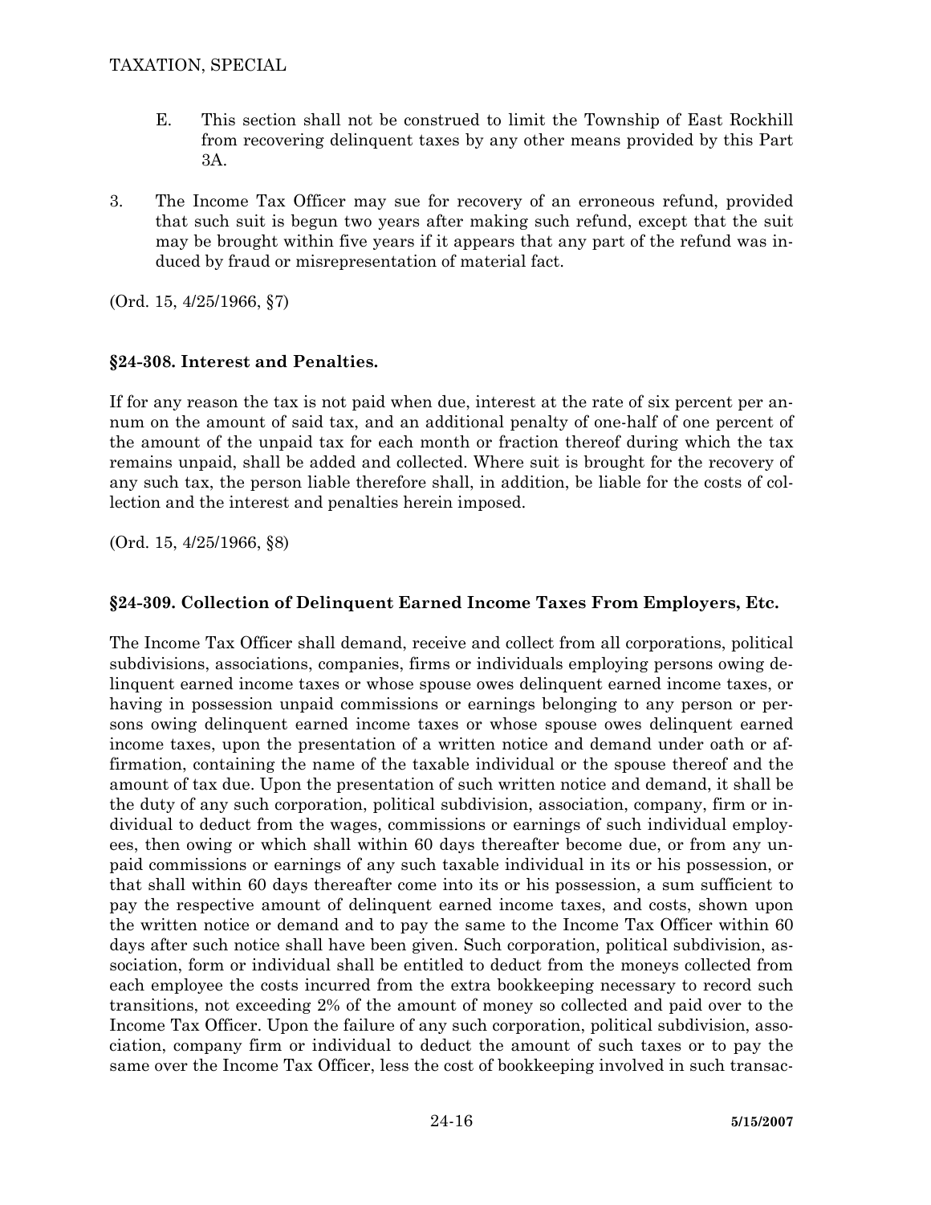E. This section shall not be construed to limit the Township of East Rockhill from recovering delinquent taxes by any other means provided by this Part 3A.

3. The Income Tax Officer may sue for recovery of an erroneous refund, provided that such suit is begun two years after making such refund, except that the suit may be brought within five years if it appears that any part of the refund was induced by fraud or misrepresentation of material fact.

(Ord. 15, 4/25/1966, §7)

### §24-308. Interest and Penalties.

If for any reason the tax is not paid when due, interest at the rate of six percent per annum on the amount of said tax, and an additional penalty of one-half of one percent of the amount of the unpaid tax for each month or fraction thereof during which the tax remains unpaid, shall be added and collected. Where suit is brought for the recovery of any such tax, the person liable therefore shall, in addition, be liable for the costs of collection and the interest and penalties herein imposed.

(Ord. 15, 4/25/1966, §8)

### §24-309. Collection of Delinquent Earned Income Taxes From Employers, Etc.

The Income Tax Officer shall demand, receive and collect from all corporations, political subdivisions, associations, companies, firms or individuals employing persons owing delinquent earned income taxes or whose spouse owes delinquent earned income taxes, or having in possession unpaid commissions or earnings belonging to any person or persons owing delinquent earned income taxes or whose spouse owes delinquent earned income taxes, upon the presentation of a written notice and demand under oath or affirmation, containing the name of the taxable individual or the spouse thereof and the amount of tax due. Upon the presentation of such written notice and demand, it shall be the duty of any such corporation, political subdivision, association, company, firm or individual to deduct from the wages, commissions or earnings of such individual employees, then owing or which shall within 60 days thereafter become due, or from any unpaid commissions or earnings of any such taxable individual in its or his possession, or that shall within 60 days thereafter come into its or his possession, a sum sufficient to pay the respective amount of delinquent earned income taxes, and costs, shown upon the written notice or demand and to pay the same to the Income Tax Officer within 60 days after such notice shall have been given. Such corporation, political subdivision, association, form or individual shall be entitled to deduct from the moneys collected from each employee the costs incurred from the extra bookkeeping necessary to record such transitions, not exceeding 2% of the amount of money so collected and paid over to the Income Tax Officer. Upon the failure of any such corporation, political subdivision, association, company firm or individual to deduct the amount of such taxes or to pay the same over the Income Tax Officer, less the cost of bookkeeping involved in such transac-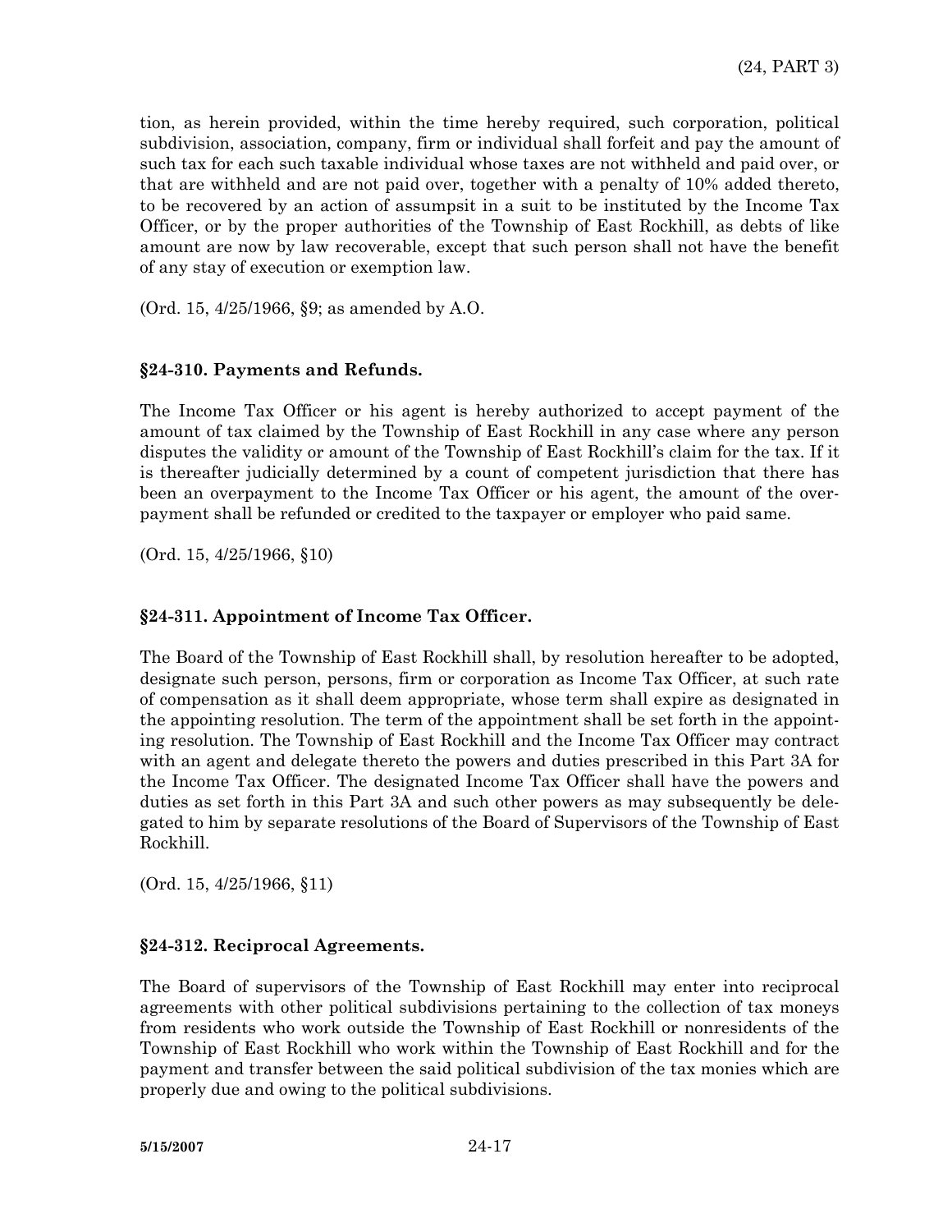tion, as herein provided, within the time hereby required, such corporation, political subdivision, association, company, firm or individual shall forfeit and pay the amount of such tax for each such taxable individual whose taxes are not withheld and paid over, or that are withheld and are not paid over, together with a penalty of 10% added thereto, to be recovered by an action of assumpsit in a suit to be instituted by the Income Tax Officer, or by the proper authorities of the Township of East Rockhill, as debts of like amount are now by law recoverable, except that such person shall not have the benefit of any stay of execution or exemption law.

(Ord. 15, 4/25/1966, §9; as amended by A.O.

### §24-310. Payments and Refunds.

The Income Tax Officer or his agent is hereby authorized to accept payment of the amount of tax claimed by the Township of East Rockhill in any case where any person disputes the validity or amount of the Township of East Rockhill's claim for the tax. If it is thereafter judicially determined by a count of competent jurisdiction that there has been an overpayment to the Income Tax Officer or his agent, the amount of the overpayment shall be refunded or credited to the taxpayer or employer who paid same.

(Ord. 15, 4/25/1966, §10)

### §24-311. Appointment of Income Tax Officer.

The Board of the Township of East Rockhill shall, by resolution hereafter to be adopted, designate such person, persons, firm or corporation as Income Tax Officer, at such rate of compensation as it shall deem appropriate, whose term shall expire as designated in the appointing resolution. The term of the appointment shall be set forth in the appointing resolution. The Township of East Rockhill and the Income Tax Officer may contract with an agent and delegate thereto the powers and duties prescribed in this Part 3A for the Income Tax Officer. The designated Income Tax Officer shall have the powers and duties as set forth in this Part 3A and such other powers as may subsequently be delegated to him by separate resolutions of the Board of Supervisors of the Township of East Rockhill.

(Ord. 15, 4/25/1966, §11)

### §24-312. Reciprocal Agreements.

The Board of supervisors of the Township of East Rockhill may enter into reciprocal agreements with other political subdivisions pertaining to the collection of tax moneys from residents who work outside the Township of East Rockhill or nonresidents of the Township of East Rockhill who work within the Township of East Rockhill and for the payment and transfer between the said political subdivision of the tax monies which are properly due and owing to the political subdivisions.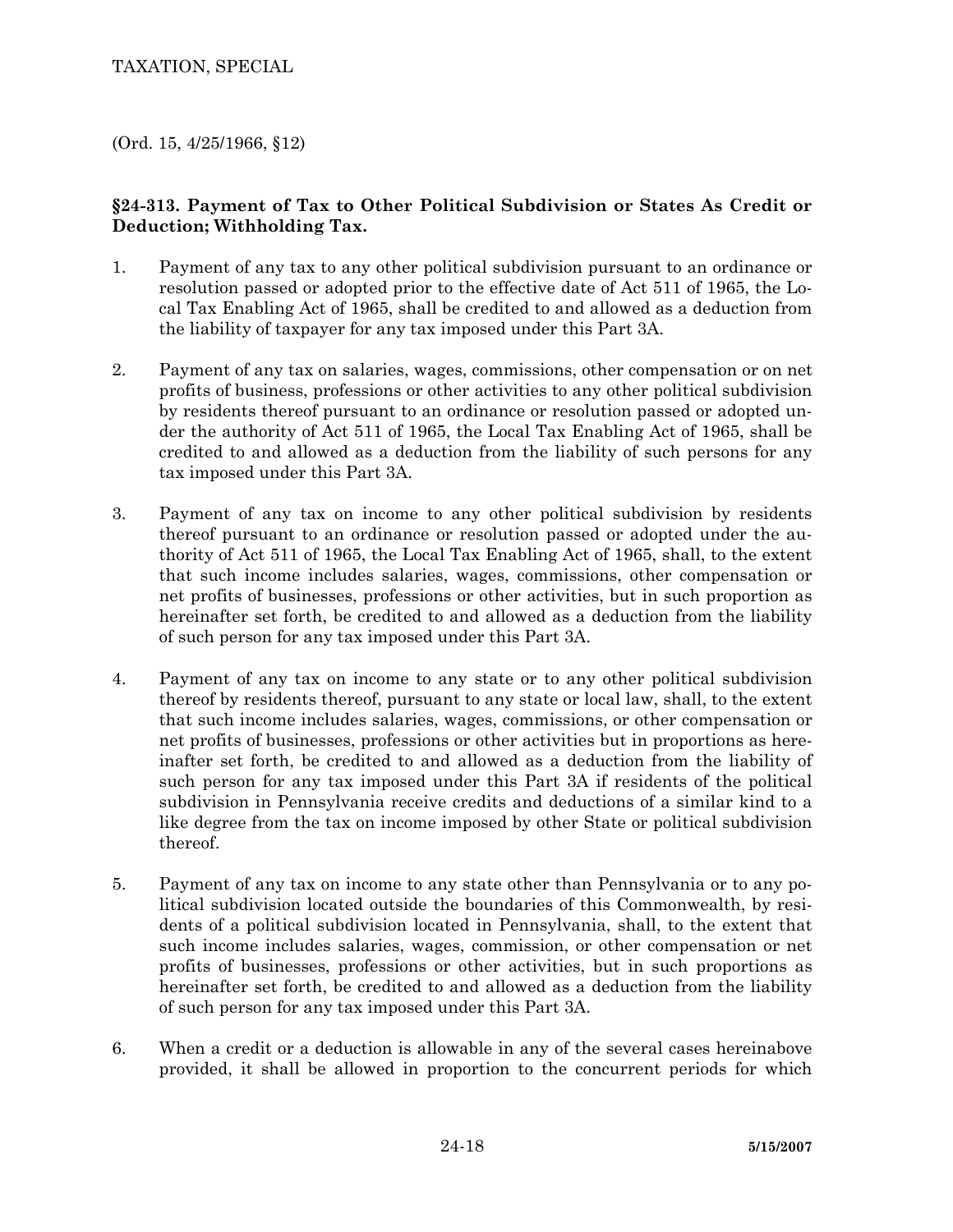(Ord. 15, 4/25/1966, §12)

**§24-313. Payment of Tax to Other Political Subdivision or States As Credit or Deduction; Withholding Tax.**

1. Payment of any tax to any other political subdivision pursuant to an ordinance or resolution passed or adopted prior to the effective date of Act 511 of 1965, the Local Tax Enabling Act of 1965, shall be credited to and allowed as a deduction from the liability of taxpayer for any tax imposed under this Part 3A.

2. Payment of any tax on salaries, wages, commissions, other compensation or on net profits of business, professions or other activities to any other political subdivision by residents thereof pursuant to an ordinance or resolution passed or adopted under the authority of Act 511 of 1965, the Local Tax Enabling Act of 1965, shall be credited to and allowed as a deduction from the liability of such persons for any tax imposed under this Part 3A.

3. Payment of any tax on income to any other political subdivision by residents thereof pursuant to an ordinance or resolution passed or adopted under the authority of Act 511 of 1965, the Local Tax Enabling Act of 1965, shall, to the extent that such income includes salaries, wages, commissions, other compensation or net profits of businesses, professions or other activities, but in such proportion as hereinafter set forth, be credited to and allowed as a deduction from the liability of such person for any tax imposed under this Part 3A.

4. Payment of any tax on income to any state or to any other political subdivision thereof by residents thereof, pursuant to any state or local law, shall, to the extent that such income includes salaries, wages, commissions, or other compensation or net profits of businesses, professions or other activities but in proportions as hereinafter set forth, be credited to and allowed as a deduction from the liability of such person for any tax imposed under this Part 3A if residents of the political subdivision in Pennsylvania receive credits and deductions of a similar kind to a like degree from the tax on income imposed by other State or political subdivision thereof.

5. Payment of any tax on income to any state other than Pennsylvania or to any political subdivision located outside the boundaries of this Commonwealth, by residents of a political subdivision located in Pennsylvania, shall, to the extent that such income includes salaries, wages, commission, or other compensation or net profits of businesses, professions or other activities, but in such proportions as hereinafter set forth, be credited to and allowed as a deduction from the liability of such person for any tax imposed under this Part 3A.

6. When a credit or a deduction is allowable in any of the several cases hereinabove provided, it shall be allowed in proportion to the concurrent periods for which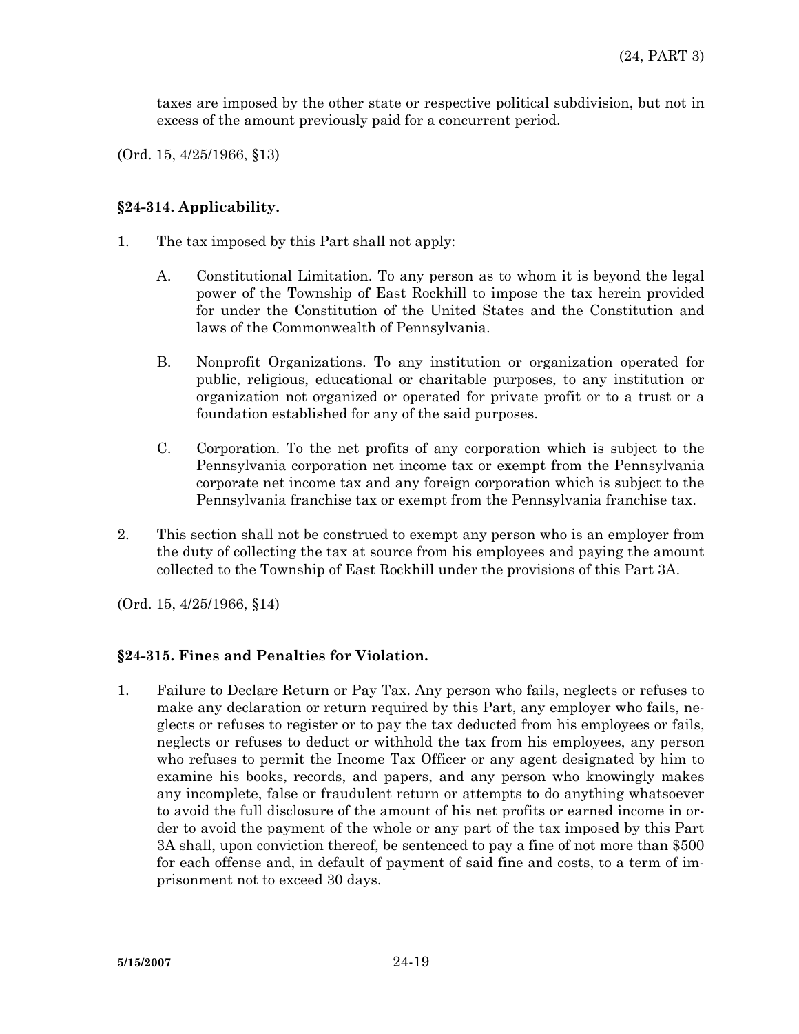taxes are imposed by the other state or respective political subdivision, but not in excess of the amount previously paid for a concurrent period.

(Ord. 15, 4/25/1966, §13)

### §24-314. Applicability.

1. The tax imposed by this Part shall not apply:

    A. Constitutional Limitation. To any person as to whom it is beyond the legal power of the Township of East Rockhill to impose the tax herein provided for under the Constitution of the United States and the Constitution and laws of the Commonwealth of Pennsylvania.

    B. Nonprofit Organizations. To any institution or organization operated for public, religious, educational or charitable purposes, to any institution or organization not organized or operated for private profit or to a trust or a foundation established for any of the said purposes.

    C. Corporation. To the net profits of any corporation which is subject to the Pennsylvania corporation net income tax or exempt from the Pennsylvania corporate net income tax and any foreign corporation which is subject to the Pennsylvania franchise tax or exempt from the Pennsylvania franchise tax.

2. This section shall not be construed to exempt any person who is an employer from the duty of collecting the tax at source from his employees and paying the amount collected to the Township of East Rockhill under the provisions of this Part 3A.

(Ord. 15, 4/25/1966, §14)

### §24-315. Fines and Penalties for Violation.

1. Failure to Declare Return or Pay Tax. Any person who fails, neglects or refuses to make any declaration or return required by this Part, any employer who fails, neglects or refuses to register or to pay the tax deducted from his employees or fails, neglects or refuses to deduct or withhold the tax from his employees, any person who refuses to permit the Income Tax Officer or any agent designated by him to examine his books, records, and papers, and any person who knowingly makes any incomplete, false or fraudulent return or attempts to do anything whatsoever to avoid the full disclosure of the amount of his net profits or earned income in order to avoid the payment of the whole or any part of the tax imposed by this Part 3A shall, upon conviction thereof, be sentenced to pay a fine of not more than $500 for each offense and, in default of payment of said fine and costs, to a term of imprisonment not to exceed 30 days.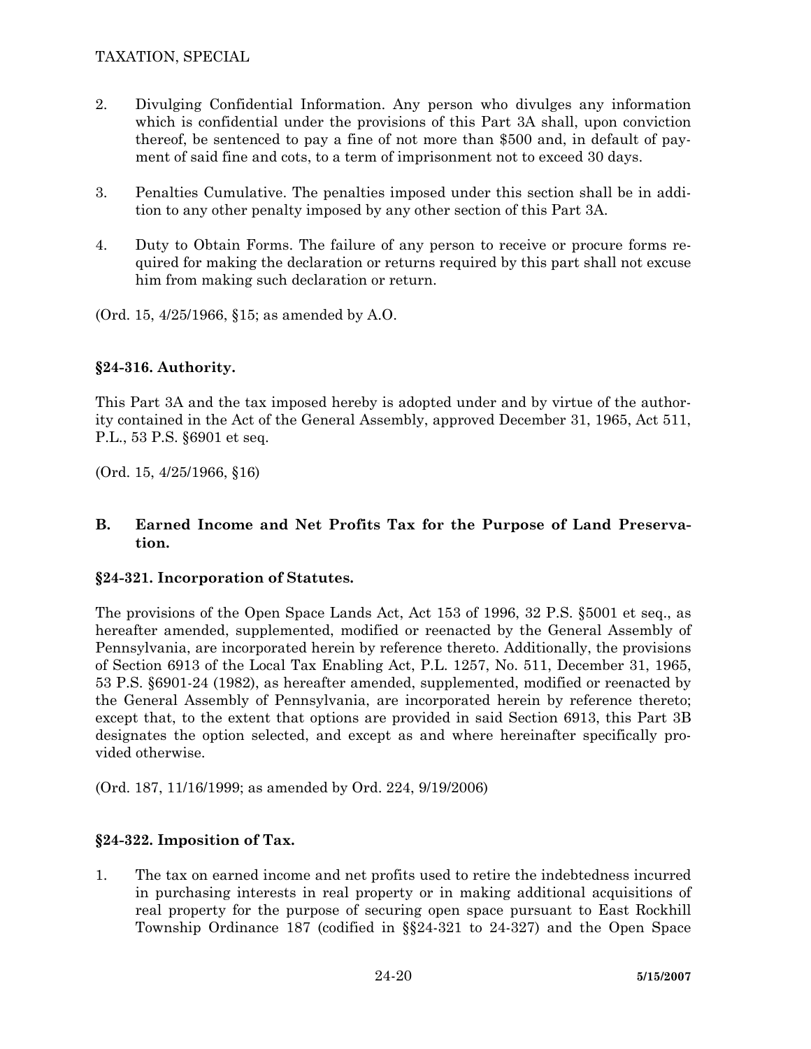2. Divulging Confidential Information. Any person who divulges any information which is confidential under the provisions of this Part 3A shall, upon conviction thereof, be sentenced to pay a fine of not more than $500 and, in default of payment of said fine and cots, to a term of imprisonment not to exceed 30 days.

3. Penalties Cumulative. The penalties imposed under this section shall be in addition to any other penalty imposed by any other section of this Part 3A.

4. Duty to Obtain Forms. The failure of any person to receive or procure forms required for making the declaration or returns required by this part shall not excuse him from making such declaration or return.

(Ord. 15, 4/25/1966, §15; as amended by A.O.

### §24-316. Authority.

This Part 3A and the tax imposed hereby is adopted under and by virtue of the authority contained in the Act of the General Assembly, approved December 31, 1965, Act 511, P.L., 53 P.S. §6901 et seq.

(Ord. 15, 4/25/1966, §16)

## B. Earned Income and Net Profits Tax for the Purpose of Land Preservation.

### §24-321. Incorporation of Statutes.

The provisions of the Open Space Lands Act, Act 153 of 1996, 32 P.S. §5001 et seq., as hereafter amended, supplemented, modified or reenacted by the General Assembly of Pennsylvania, are incorporated herein by reference thereto. Additionally, the provisions of Section 6913 of the Local Tax Enabling Act, P.L. 1257, No. 511, December 31, 1965, 53 P.S. §6901-24 (1982), as hereafter amended, supplemented, modified or reenacted by the General Assembly of Pennsylvania, are incorporated herein by reference thereto; except that, to the extent that options are provided in said Section 6913, this Part 3B designates the option selected, and except as and where hereinafter specifically provided otherwise.

(Ord. 187, 11/16/1999; as amended by Ord. 224, 9/19/2006)

### §24-322. Imposition of Tax.

1. The tax on earned income and net profits used to retire the indebtedness incurred in purchasing interests in real property or in making additional acquisitions of real property for the purpose of securing open space pursuant to East Rockhill Township Ordinance 187 (codified in §§24-321 to 24-327) and the Open Space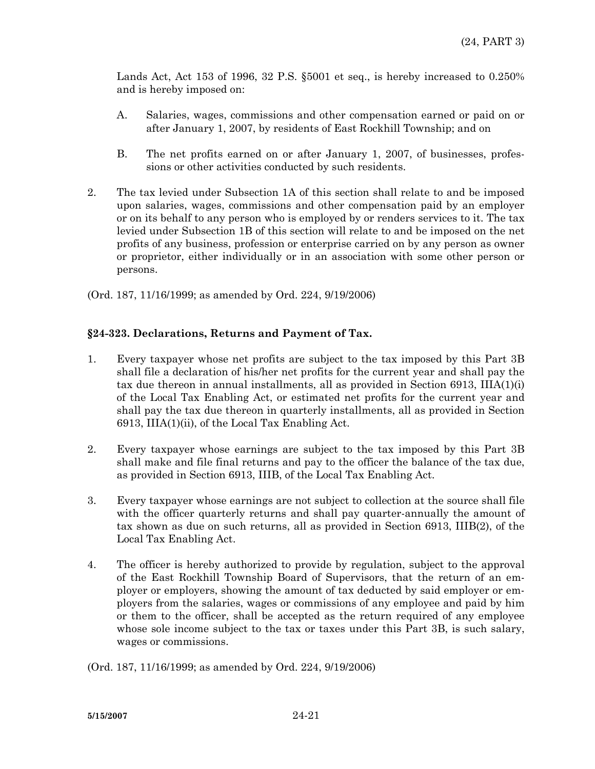Lands Act, Act 153 of 1996, 32 P.S. §5001 et seq., is hereby increased to 0.250% and is hereby imposed on:

A. Salaries, wages, commissions and other compensation earned or paid on or after January 1, 2007, by residents of East Rockhill Township; and on

B. The net profits earned on or after January 1, 2007, of businesses, professions or other activities conducted by such residents.

2. The tax levied under Subsection 1A of this section shall relate to and be imposed upon salaries, wages, commissions and other compensation paid by an employer or on its behalf to any person who is employed by or renders services to it. The tax levied under Subsection 1B of this section will relate to and be imposed on the net profits of any business, profession or enterprise carried on by any person as owner or proprietor, either individually or in an association with some other person or persons.

(Ord. 187, 11/16/1999; as amended by Ord. 224, 9/19/2006)

### §24-323. Declarations, Returns and Payment of Tax.

1. Every taxpayer whose net profits are subject to the tax imposed by this Part 3B shall file a declaration of his/her net profits for the current year and shall pay the tax due thereon in annual installments, all as provided in Section 6913, IIIA(1)(i) of the Local Tax Enabling Act, or estimated net profits for the current year and shall pay the tax due thereon in quarterly installments, all as provided in Section 6913, IIIA(1)(ii), of the Local Tax Enabling Act.

2. Every taxpayer whose earnings are subject to the tax imposed by this Part 3B shall make and file final returns and pay to the officer the balance of the tax due, as provided in Section 6913, IIIB, of the Local Tax Enabling Act.

3. Every taxpayer whose earnings are not subject to collection at the source shall file with the officer quarterly returns and shall pay quarter-annually the amount of tax shown as due on such returns, all as provided in Section 6913, IIIB(2), of the Local Tax Enabling Act.

4. The officer is hereby authorized to provide by regulation, subject to the approval of the East Rockhill Township Board of Supervisors, that the return of an employer or employers, showing the amount of tax deducted by said employer or employers from the salaries, wages or commissions of any employee and paid by him or them to the officer, shall be accepted as the return required of any employee whose sole income subject to the tax or taxes under this Part 3B, is such salary, wages or commissions.

(Ord. 187, 11/16/1999; as amended by Ord. 224, 9/19/2006)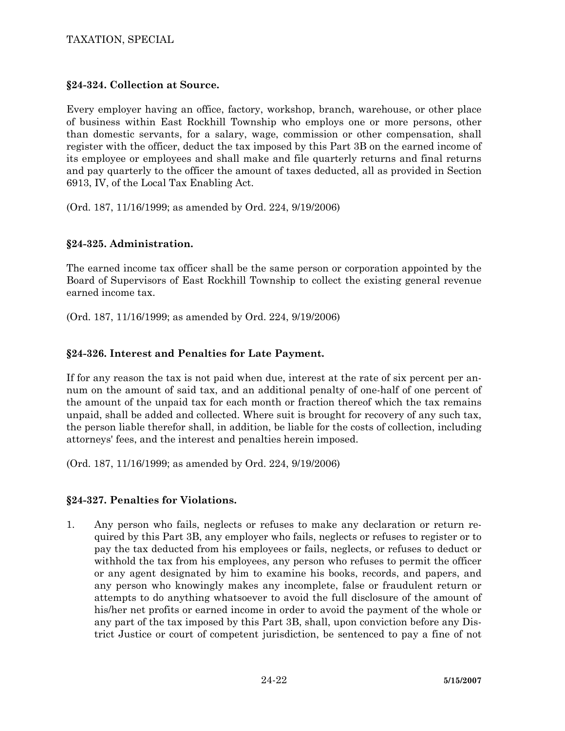### §24-324. Collection at Source.

Every employer having an office, factory, workshop, branch, warehouse, or other place of business within East Rockhill Township who employs one or more persons, other than domestic servants, for a salary, wage, commission or other compensation, shall register with the officer, deduct the tax imposed by this Part 3B on the earned income of its employee or employees and shall make and file quarterly returns and final returns and pay quarterly to the officer the amount of taxes deducted, all as provided in Section 6913, IV, of the Local Tax Enabling Act.

(Ord. 187, 11/16/1999; as amended by Ord. 224, 9/19/2006)

### §24-325. Administration.

The earned income tax officer shall be the same person or corporation appointed by the Board of Supervisors of East Rockhill Township to collect the existing general revenue earned income tax.

(Ord. 187, 11/16/1999; as amended by Ord. 224, 9/19/2006)

### §24-326. Interest and Penalties for Late Payment.

If for any reason the tax is not paid when due, interest at the rate of six percent per annum on the amount of said tax, and an additional penalty of one-half of one percent of the amount of the unpaid tax for each month or fraction thereof which the tax remains unpaid, shall be added and collected. Where suit is brought for recovery of any such tax, the person liable therefor shall, in addition, be liable for the costs of collection, including attorneys' fees, and the interest and penalties herein imposed.

(Ord. 187, 11/16/1999; as amended by Ord. 224, 9/19/2006)

### §24-327. Penalties for Violations.

1. Any person who fails, neglects or refuses to make any declaration or return required by this Part 3B, any employer who fails, neglects or refuses to register or to pay the tax deducted from his employees or fails, neglects, or refuses to deduct or withhold the tax from his employees, any person who refuses to permit the officer or any agent designated by him to examine his books, records, and papers, and any person who knowingly makes any incomplete, false or fraudulent return or attempts to do anything whatsoever to avoid the full disclosure of the amount of his/her net profits or earned income in order to avoid the payment of the whole or any part of the tax imposed by this Part 3B, shall, upon conviction before any District Justice or court of competent jurisdiction, be sentenced to pay a fine of not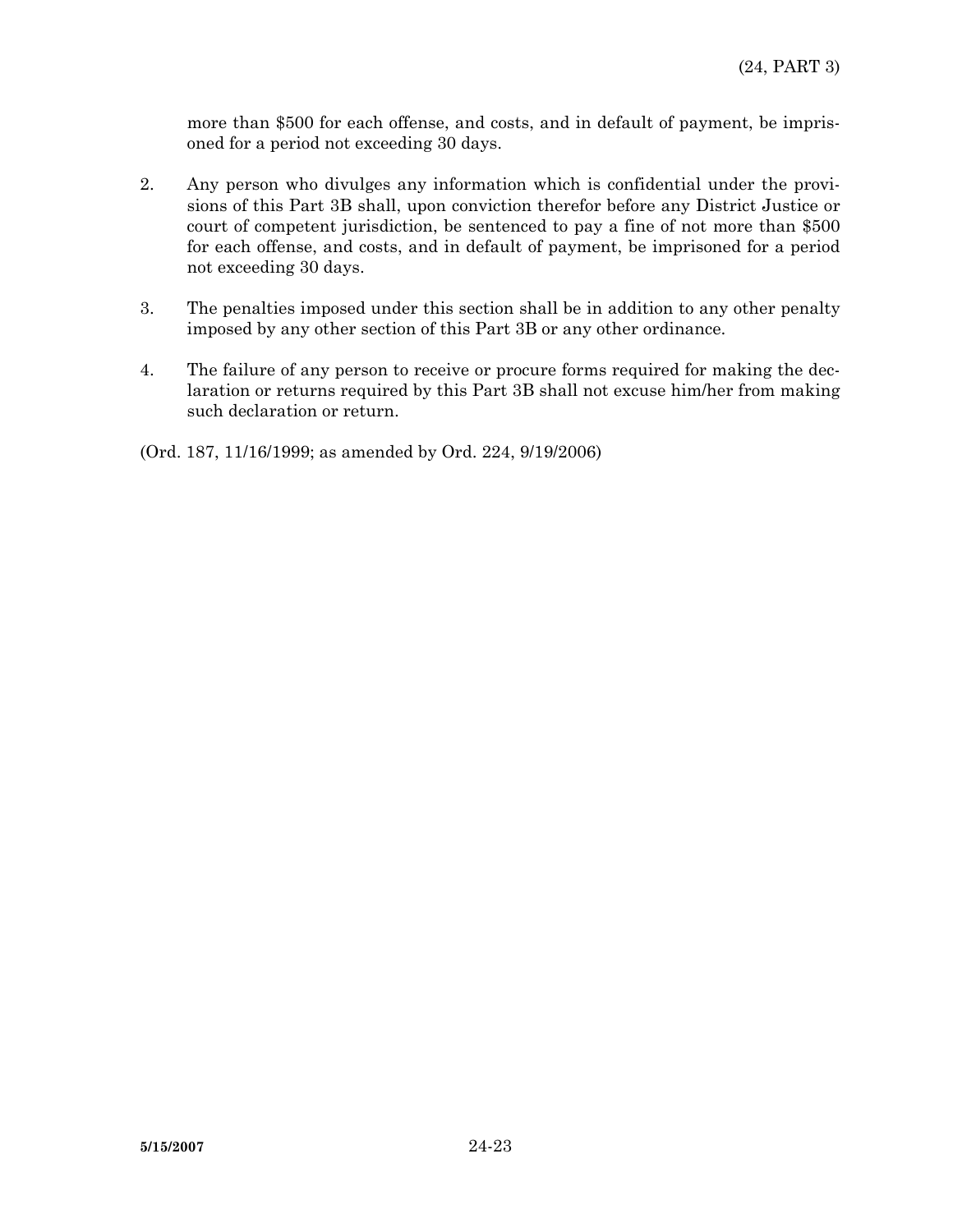more than $500 for each offense, and costs, and in default of payment, be imprisoned for a period not exceeding 30 days.

2. Any person who divulges any information which is confidential under the provisions of this Part 3B shall, upon conviction therefor before any District Justice or court of competent jurisdiction, be sentenced to pay a fine of not more than $500 for each offense, and costs, and in default of payment, be imprisoned for a period not exceeding 30 days.

3. The penalties imposed under this section shall be in addition to any other penalty imposed by any other section of this Part 3B or any other ordinance.

4. The failure of any person to receive or procure forms required for making the declaration or returns required by this Part 3B shall not excuse him/her from making such declaration or return.

(Ord. 187, 11/16/1999; as amended by Ord. 224, 9/19/2006)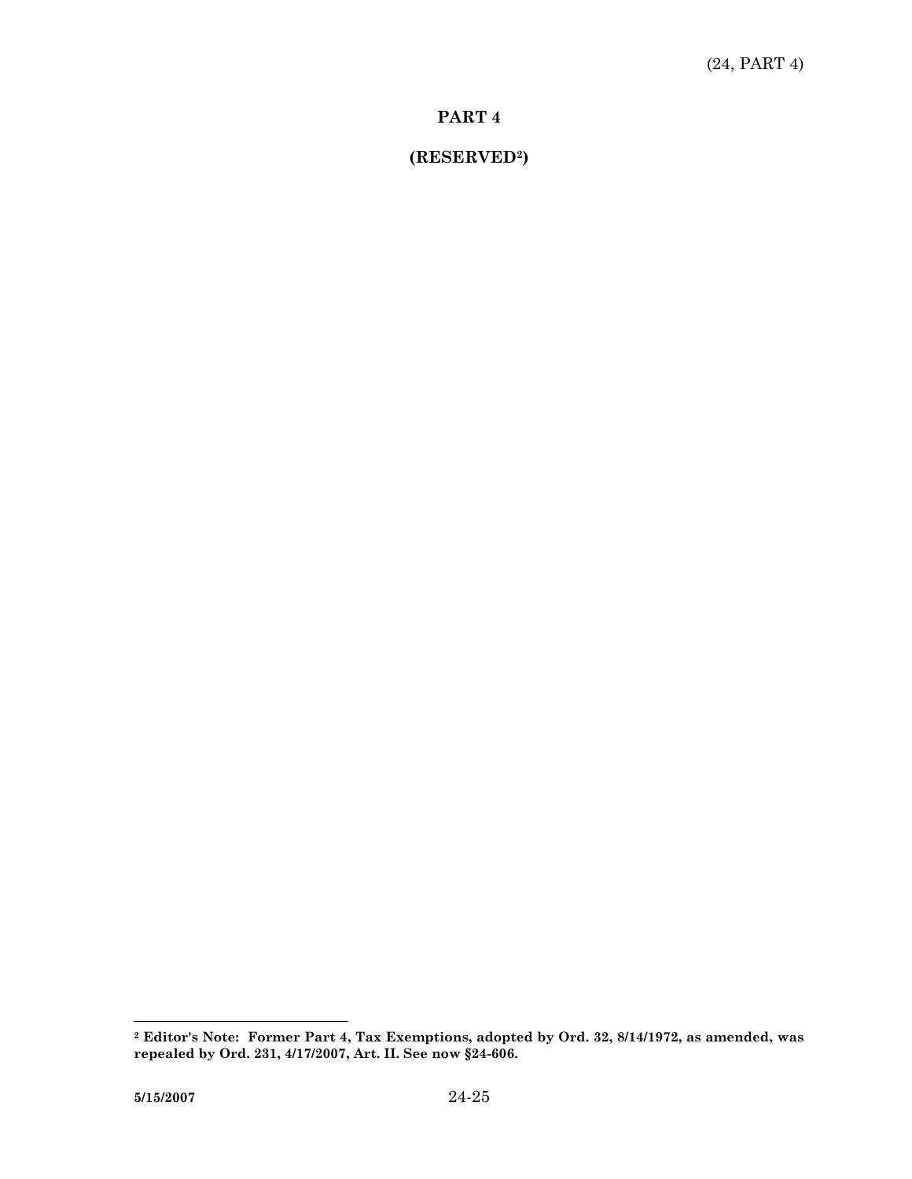# PART 4

## (RESERVED[2])

[2] Editor's Note: Former Part 4, Tax Exemptions, adopted by Ord. 32, 8/14/1972, as amended, was repealed by Ord. 231, 4/17/2007, Art. II. See now §24-606.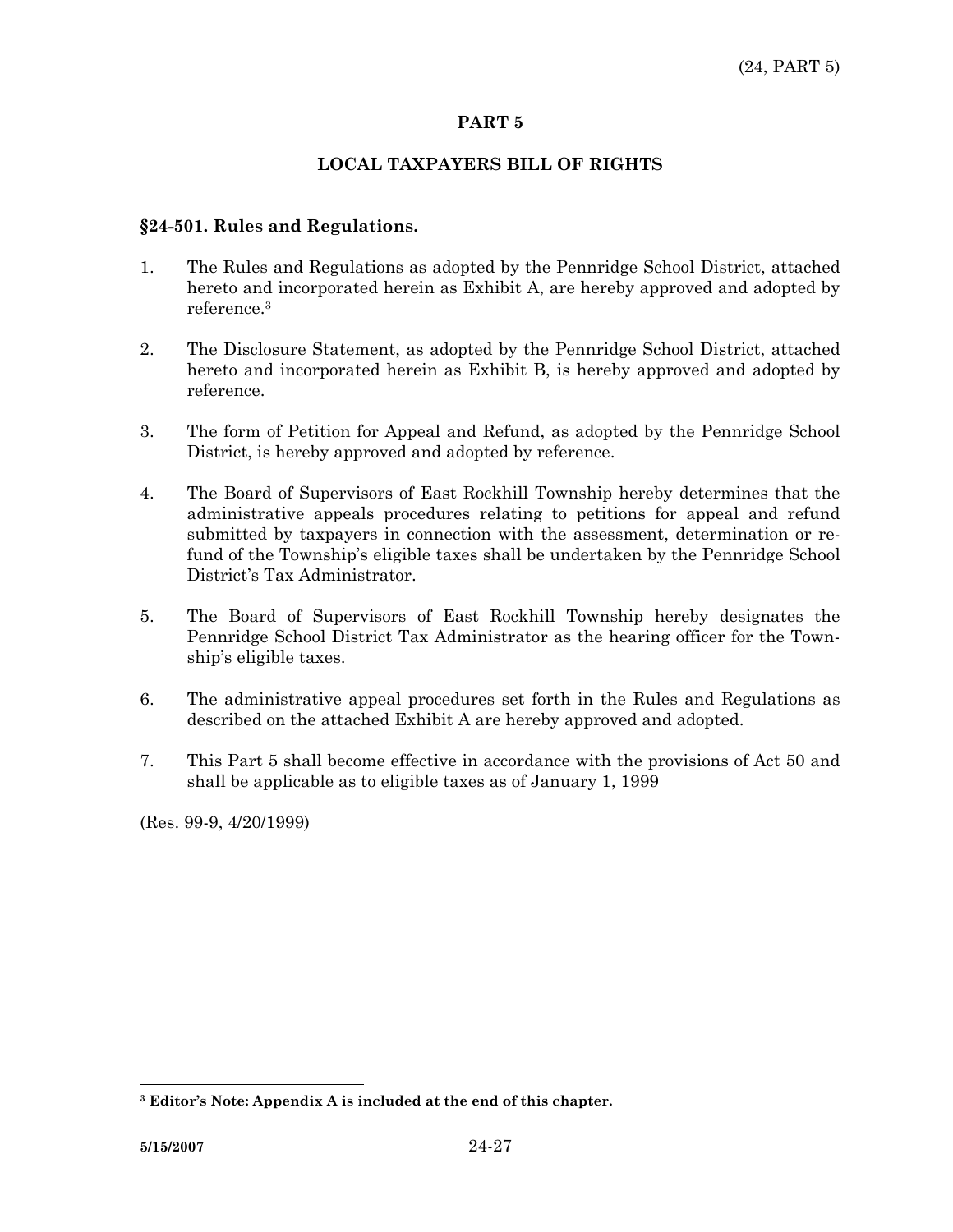# PART 5

## LOCAL TAXPAYERS BILL OF RIGHTS

### §24-501. Rules and Regulations.

1. The Rules and Regulations as adopted by the Pennridge School District, attached hereto and incorporated herein as Exhibit A, are hereby approved and adopted by reference.[3]

2. The Disclosure Statement, as adopted by the Pennridge School District, attached hereto and incorporated herein as Exhibit B, is hereby approved and adopted by reference.

3. The form of Petition for Appeal and Refund, as adopted by the Pennridge School District, is hereby approved and adopted by reference.

4. The Board of Supervisors of East Rockhill Township hereby determines that the administrative appeals procedures relating to petitions for appeal and refund submitted by taxpayers in connection with the assessment, determination or refund of the Township's eligible taxes shall be undertaken by the Pennridge School District's Tax Administrator.

5. The Board of Supervisors of East Rockhill Township hereby designates the Pennridge School District Tax Administrator as the hearing officer for the Township's eligible taxes.

6. The administrative appeal procedures set forth in the Rules and Regulations as described on the attached Exhibit A are hereby approved and adopted.

7. This Part 5 shall become effective in accordance with the provisions of Act 50 and shall be applicable as to eligible taxes as of January 1, 1999

(Res. 99-9, 4/20/1999)

---

[3] **Editor's Note: Appendix A is included at the end of this chapter.**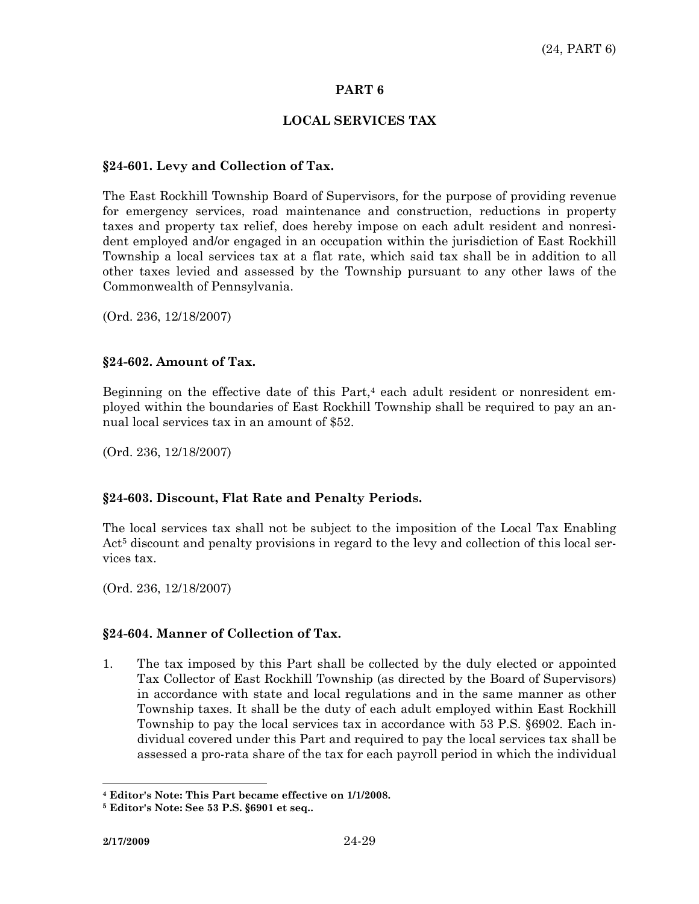## PART 6

## LOCAL SERVICES TAX

### §24-601. Levy and Collection of Tax.

The East Rockhill Township Board of Supervisors, for the purpose of providing revenue for emergency services, road maintenance and construction, reductions in property taxes and property tax relief, does hereby impose on each adult resident and nonresident employed and/or engaged in an occupation within the jurisdiction of East Rockhill Township a local services tax at a flat rate, which said tax shall be in addition to all other taxes levied and assessed by the Township pursuant to any other laws of the Commonwealth of Pennsylvania.

(Ord. 236, 12/18/2007)

### §24-602. Amount of Tax.

Beginning on the effective date of this Part,[4] each adult resident or nonresident employed within the boundaries of East Rockhill Township shall be required to pay an annual local services tax in an amount of $52.

(Ord. 236, 12/18/2007)

### §24-603. Discount, Flat Rate and Penalty Periods.

The local services tax shall not be subject to the imposition of the Local Tax Enabling Act[5] discount and penalty provisions in regard to the levy and collection of this local services tax.

(Ord. 236, 12/18/2007)

### §24-604. Manner of Collection of Tax.

1. The tax imposed by this Part shall be collected by the duly elected or appointed Tax Collector of East Rockhill Township (as directed by the Board of Supervisors) in accordance with state and local regulations and in the same manner as other Township taxes. It shall be the duty of each adult employed within East Rockhill Township to pay the local services tax in accordance with 53 P.S. §6902. Each individual covered under this Part and required to pay the local services tax shall be assessed a pro-rata share of the tax for each payroll period in which the individual

---

[4] **Editor's Note: This Part became effective on 1/1/2008.**

[5] **Editor's Note: See 53 P.S. §6901 et seq..**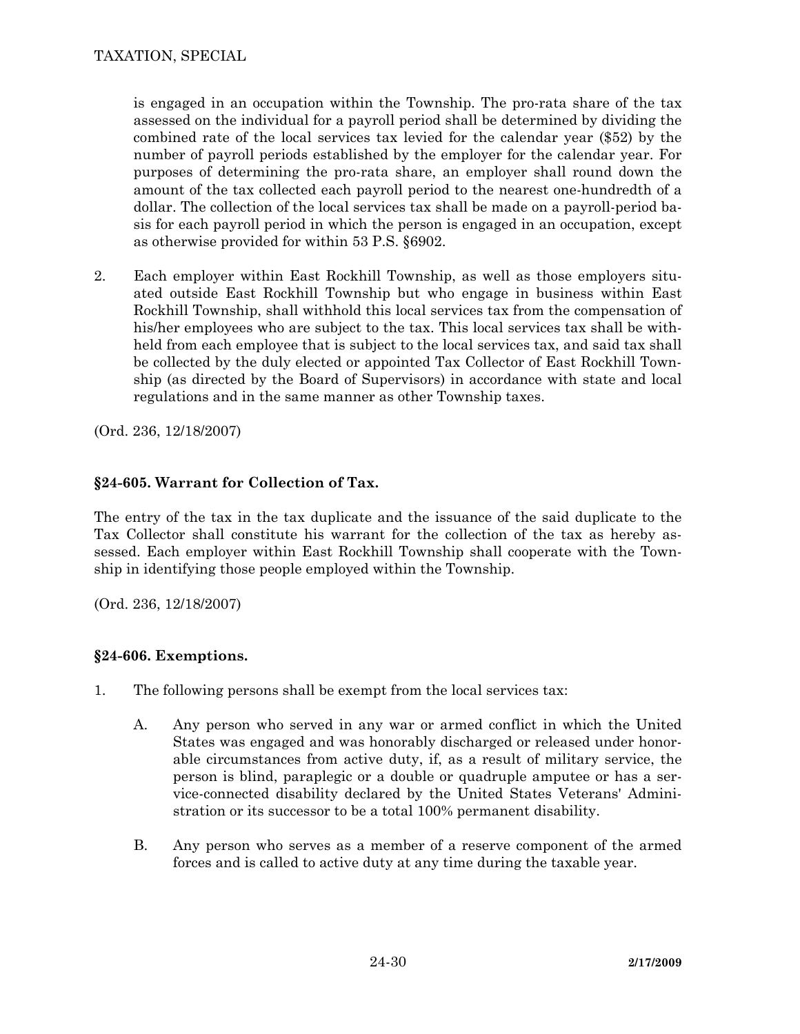is engaged in an occupation within the Township. The pro-rata share of the tax assessed on the individual for a payroll period shall be determined by dividing the combined rate of the local services tax levied for the calendar year ($52) by the number of payroll periods established by the employer for the calendar year. For purposes of determining the pro-rata share, an employer shall round down the amount of the tax collected each payroll period to the nearest one-hundredth of a dollar. The collection of the local services tax shall be made on a payroll-period basis for each payroll period in which the person is engaged in an occupation, except as otherwise provided for within 53 P.S. §6902.

2. Each employer within East Rockhill Township, as well as those employers situated outside East Rockhill Township but who engage in business within East Rockhill Township, shall withhold this local services tax from the compensation of his/her employees who are subject to the tax. This local services tax shall be withheld from each employee that is subject to the local services tax, and said tax shall be collected by the duly elected or appointed Tax Collector of East Rockhill Township (as directed by the Board of Supervisors) in accordance with state and local regulations and in the same manner as other Township taxes.

(Ord. 236, 12/18/2007)

### §24-605. Warrant for Collection of Tax.

The entry of the tax in the tax duplicate and the issuance of the said duplicate to the Tax Collector shall constitute his warrant for the collection of the tax as hereby assessed. Each employer within East Rockhill Township shall cooperate with the Township in identifying those people employed within the Township.

(Ord. 236, 12/18/2007)

### §24-606. Exemptions.

1. The following persons shall be exempt from the local services tax:

   A. Any person who served in any war or armed conflict in which the United States was engaged and was honorably discharged or released under honorable circumstances from active duty, if, as a result of military service, the person is blind, paraplegic or a double or quadruple amputee or has a service-connected disability declared by the United States Veterans' Administration or its successor to be a total 100% permanent disability.

   B. Any person who serves as a member of a reserve component of the armed forces and is called to active duty at any time during the taxable year.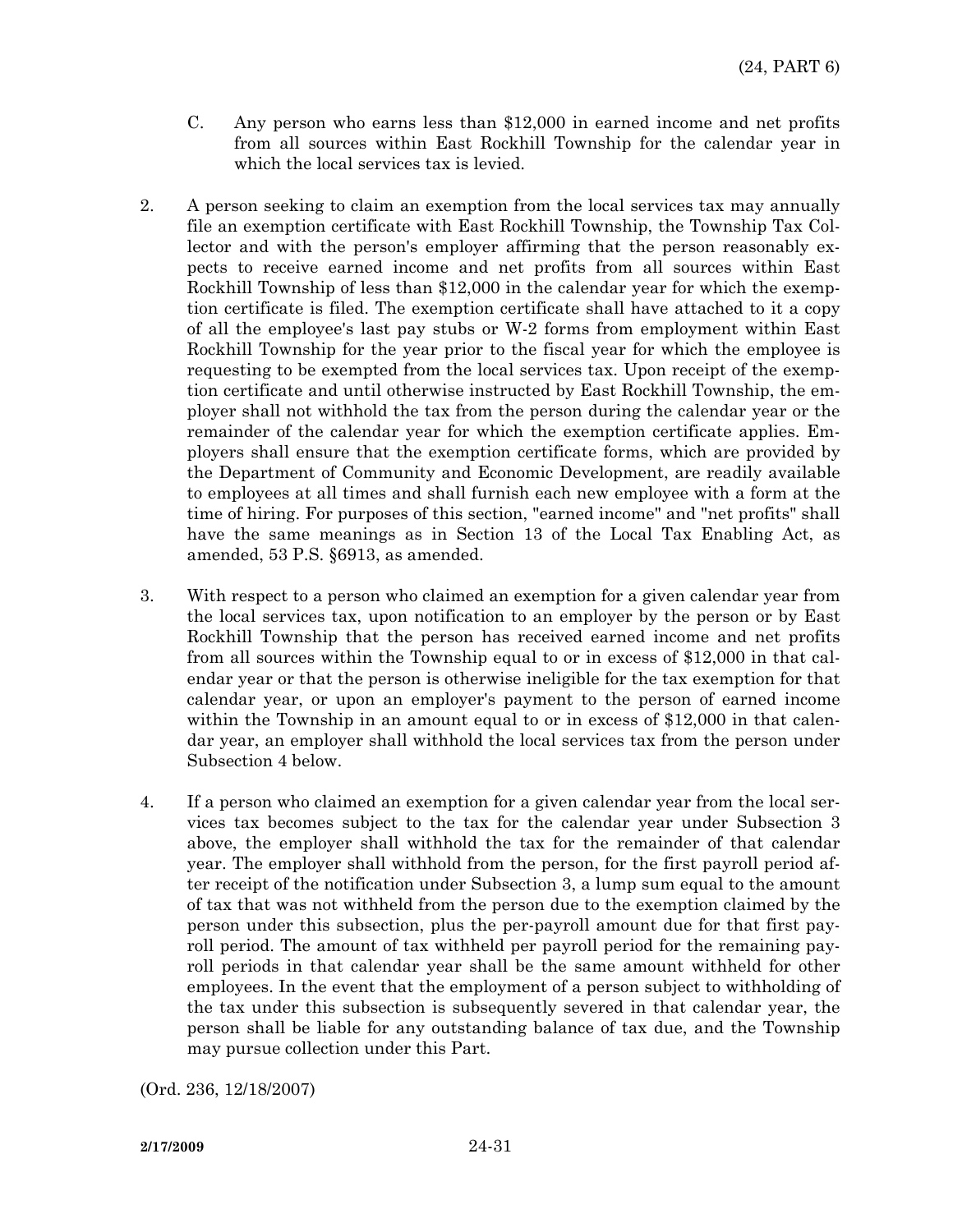C. Any person who earns less than $12,000 in earned income and net profits from all sources within East Rockhill Township for the calendar year in which the local services tax is levied.

2. A person seeking to claim an exemption from the local services tax may annually file an exemption certificate with East Rockhill Township, the Township Tax Collector and with the person's employer affirming that the person reasonably expects to receive earned income and net profits from all sources within East Rockhill Township of less than $12,000 in the calendar year for which the exemption certificate is filed. The exemption certificate shall have attached to it a copy of all the employee's last pay stubs or W-2 forms from employment within East Rockhill Township for the year prior to the fiscal year for which the employee is requesting to be exempted from the local services tax. Upon receipt of the exemption certificate and until otherwise instructed by East Rockhill Township, the employer shall not withhold the tax from the person during the calendar year or the remainder of the calendar year for which the exemption certificate applies. Employers shall ensure that the exemption certificate forms, which are provided by the Department of Community and Economic Development, are readily available to employees at all times and shall furnish each new employee with a form at the time of hiring. For purposes of this section, "earned income" and "net profits" shall have the same meanings as in Section 13 of the Local Tax Enabling Act, as amended, 53 P.S. §6913, as amended.

3. With respect to a person who claimed an exemption for a given calendar year from the local services tax, upon notification to an employer by the person or by East Rockhill Township that the person has received earned income and net profits from all sources within the Township equal to or in excess of $12,000 in that calendar year or that the person is otherwise ineligible for the tax exemption for that calendar year, or upon an employer's payment to the person of earned income within the Township in an amount equal to or in excess of $12,000 in that calendar year, an employer shall withhold the local services tax from the person under Subsection 4 below.

4. If a person who claimed an exemption for a given calendar year from the local services tax becomes subject to the tax for the calendar year under Subsection 3 above, the employer shall withhold the tax for the remainder of that calendar year. The employer shall withhold from the person, for the first payroll period after receipt of the notification under Subsection 3, a lump sum equal to the amount of tax that was not withheld from the person due to the exemption claimed by the person under this subsection, plus the per-payroll amount due for that first payroll period. The amount of tax withheld per payroll period for the remaining payroll periods in that calendar year shall be the same amount withheld for other employees. In the event that the employment of a person subject to withholding of the tax under this subsection is subsequently severed in that calendar year, the person shall be liable for any outstanding balance of tax due, and the Township may pursue collection under this Part.

(Ord. 236, 12/18/2007)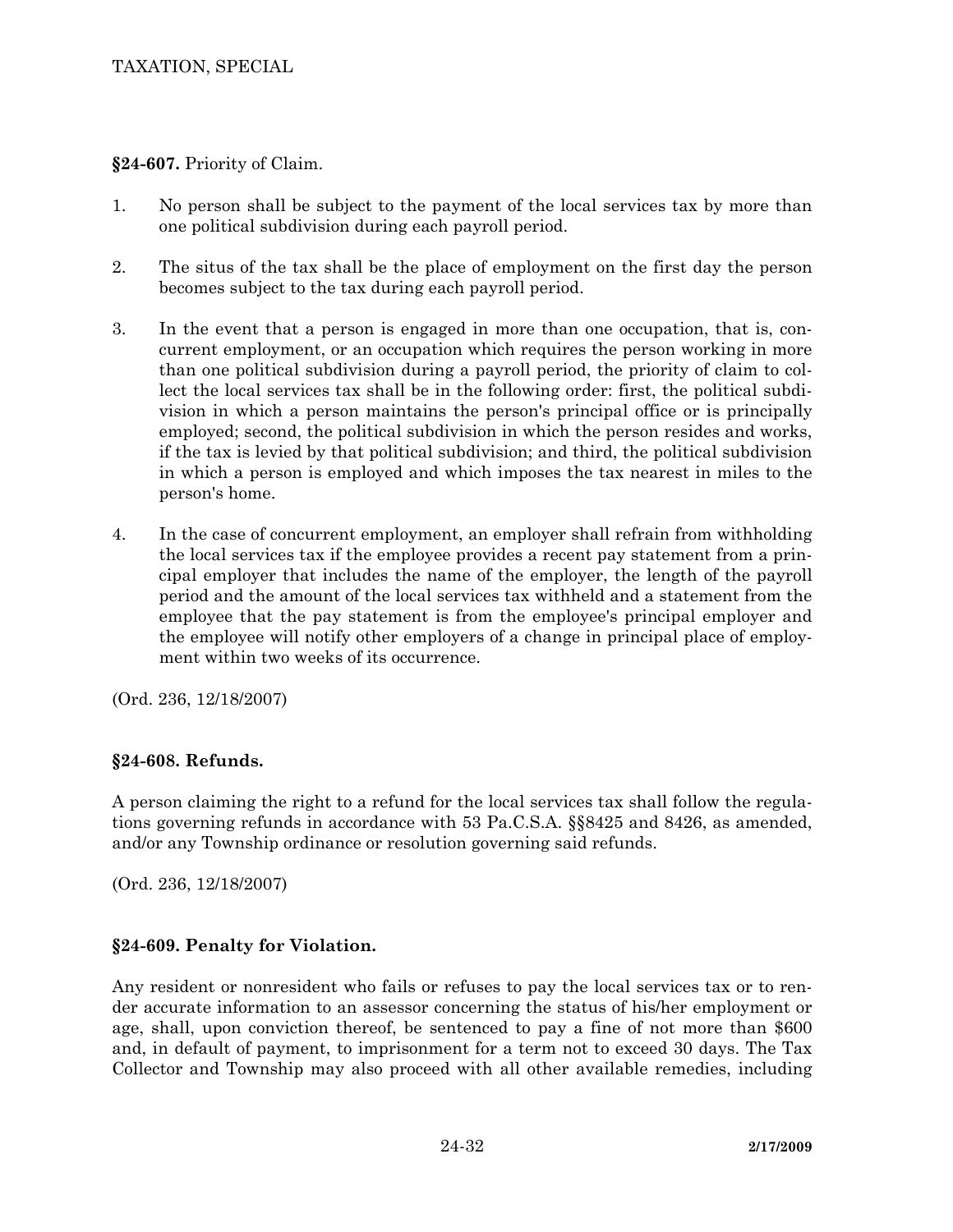**§24-607.** Priority of Claim.

1. No person shall be subject to the payment of the local services tax by more than one political subdivision during each payroll period.

2. The situs of the tax shall be the place of employment on the first day the person becomes subject to the tax during each payroll period.

3. In the event that a person is engaged in more than one occupation, that is, concurrent employment, or an occupation which requires the person working in more than one political subdivision during a payroll period, the priority of claim to collect the local services tax shall be in the following order: first, the political subdivision in which a person maintains the person's principal office or is principally employed; second, the political subdivision in which the person resides and works, if the tax is levied by that political subdivision; and third, the political subdivision in which a person is employed and which imposes the tax nearest in miles to the person's home.

4. In the case of concurrent employment, an employer shall refrain from withholding the local services tax if the employee provides a recent pay statement from a principal employer that includes the name of the employer, the length of the payroll period and the amount of the local services tax withheld and a statement from the employee that the pay statement is from the employee's principal employer and the employee will notify other employers of a change in principal place of employment within two weeks of its occurrence.

(Ord. 236, 12/18/2007)

**§24-608. Refunds.**

A person claiming the right to a refund for the local services tax shall follow the regulations governing refunds in accordance with 53 Pa.C.S.A. §§8425 and 8426, as amended, and/or any Township ordinance or resolution governing said refunds.

(Ord. 236, 12/18/2007)

**§24-609. Penalty for Violation.**

Any resident or nonresident who fails or refuses to pay the local services tax or to render accurate information to an assessor concerning the status of his/her employment or age, shall, upon conviction thereof, be sentenced to pay a fine of not more than $600 and, in default of payment, to imprisonment for a term not to exceed 30 days. The Tax Collector and Township may also proceed with all other available remedies, including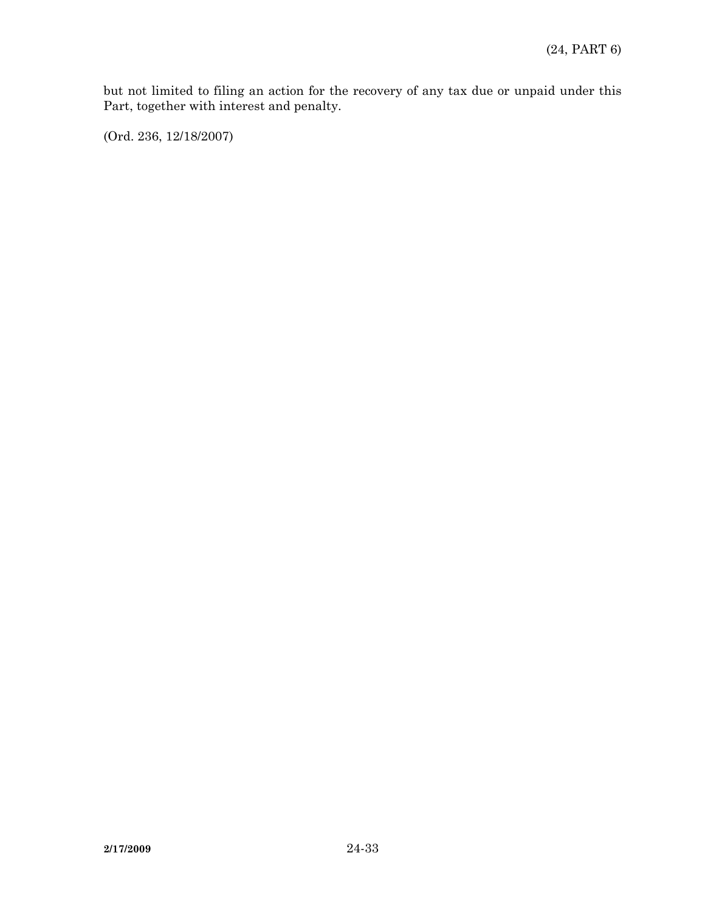but not limited to filing an action for the recovery of any tax due or unpaid under this Part, together with interest and penalty.

(Ord. 236, 12/18/2007)